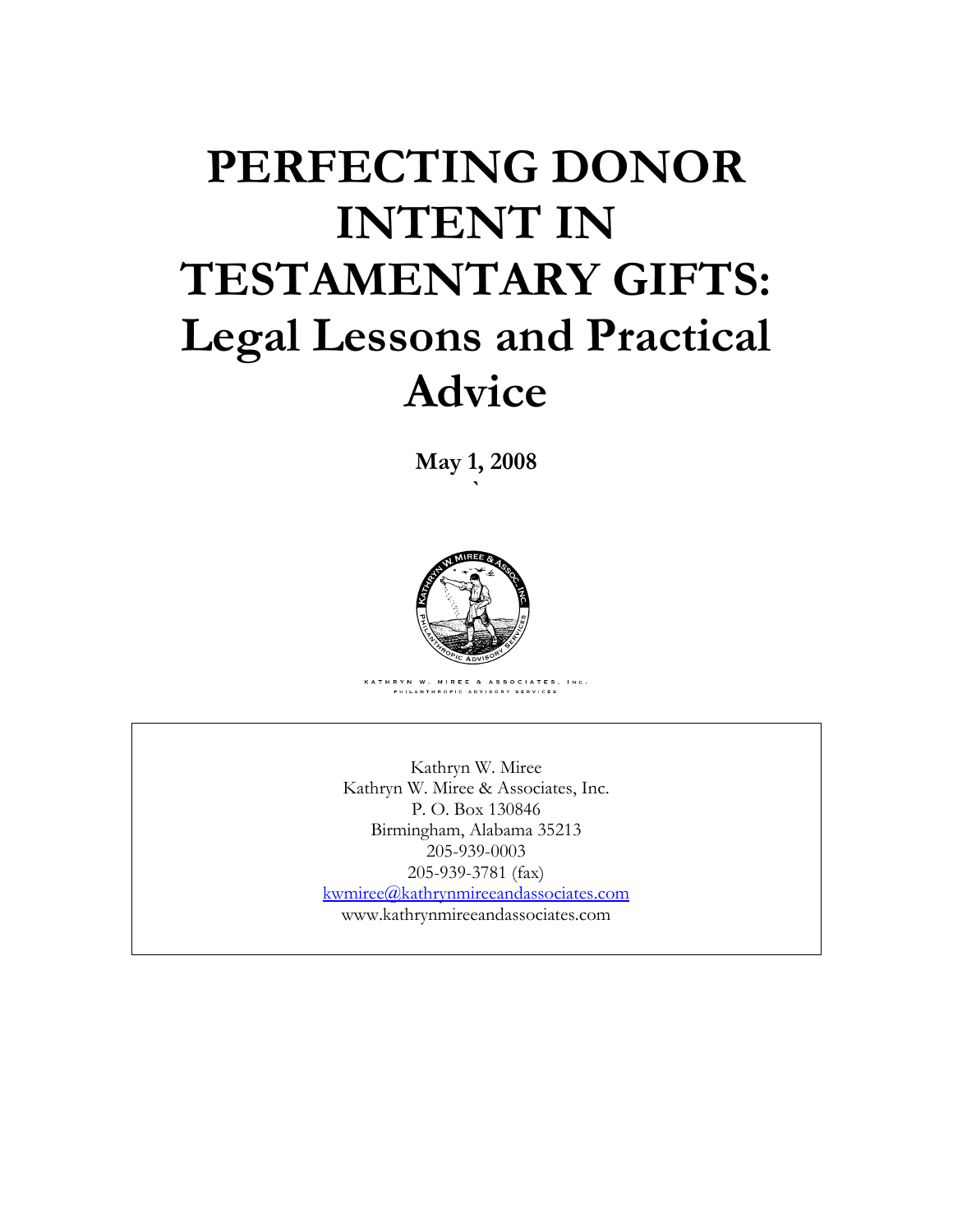# PERFECTING DONOR INTENT IN TESTAMENTARY GIFTS: Legal Lessons and Practical Advice

**May 1, 2008**

KATHRYN W. MIREE & ASSOCIATES, INC.
PHILANTHROPIC ADVISORY SERVICES

Kathryn W. Miree
Kathryn W. Miree & Associates, Inc.
P. O. Box 130846
Birmingham, Alabama 35213
205-939-0003
205-939-3781 (fax)
kwmiree@kathrynmireeandassociates.com
www.kathrynmireeandassociates.com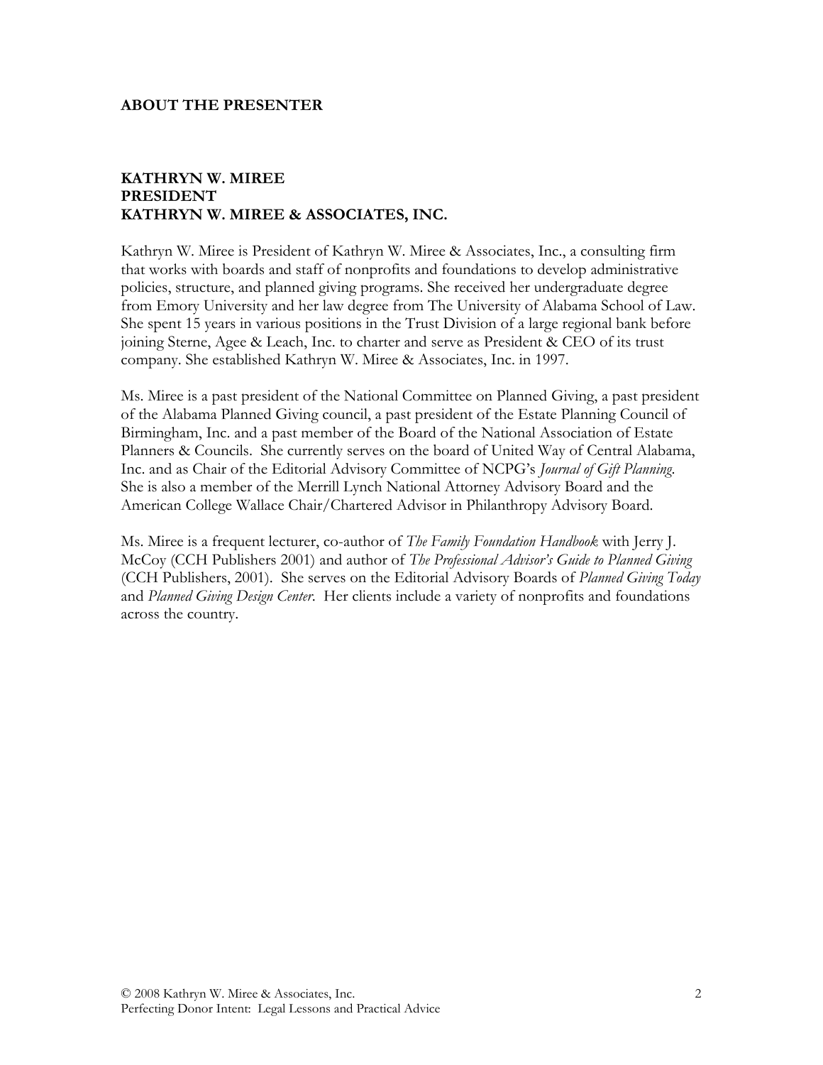## ABOUT THE PRESENTER

### KATHRYN W. MIREE
### PRESIDENT
### KATHRYN W. MIREE & ASSOCIATES, INC.

Kathryn W. Miree is President of Kathryn W. Miree & Associates, Inc., a consulting firm that works with boards and staff of nonprofits and foundations to develop administrative policies, structure, and planned giving programs. She received her undergraduate degree from Emory University and her law degree from The University of Alabama School of Law. She spent 15 years in various positions in the Trust Division of a large regional bank before joining Sterne, Agee & Leach, Inc. to charter and serve as President & CEO of its trust company. She established Kathryn W. Miree & Associates, Inc. in 1997.

Ms. Miree is a past president of the National Committee on Planned Giving, a past president of the Alabama Planned Giving council, a past president of the Estate Planning Council of Birmingham, Inc. and a past member of the Board of the National Association of Estate Planners & Councils. She currently serves on the board of United Way of Central Alabama, Inc. and as Chair of the Editorial Advisory Committee of NCPG's *Journal of Gift Planning*. She is also a member of the Merrill Lynch National Attorney Advisory Board and the American College Wallace Chair/Chartered Advisor in Philanthropy Advisory Board.

Ms. Miree is a frequent lecturer, co-author of *The Family Foundation Handbook* with Jerry J. McCoy (CCH Publishers 2001) and author of *The Professional Advisor's Guide to Planned Giving* (CCH Publishers, 2001). She serves on the Editorial Advisory Boards of *Planned Giving Today* and *Planned Giving Design Center*. Her clients include a variety of nonprofits and foundations across the country.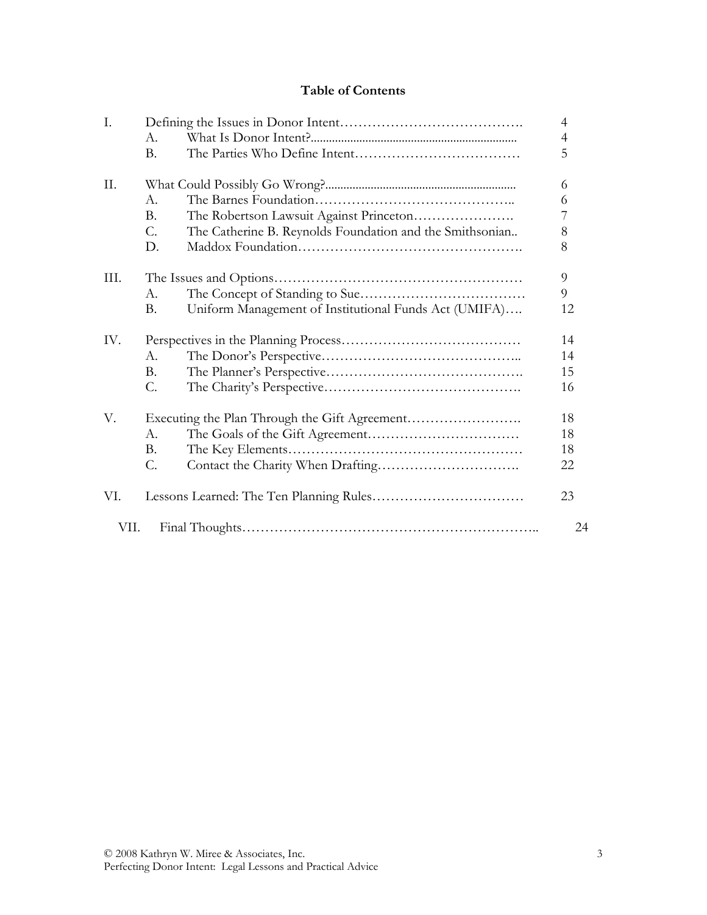# Table of Contents

| | | | |
|---|---|---|---|
| I. | Defining the Issues in Donor Intent | | 4 |
| | A. | What Is Donor Intent? | 4 |
| | B. | The Parties Who Define Intent | 5 |
| II. | What Could Possibly Go Wrong? | | 6 |
| | A. | The Barnes Foundation | 6 |
| | B. | The Robertson Lawsuit Against Princeton | 7 |
| | C. | The Catherine B. Reynolds Foundation and the Smithsonian | 8 |
| | D. | Maddox Foundation | 8 |
| III. | The Issues and Options | | 9 |
| | A. | The Concept of Standing to Sue | 9 |
| | B. | Uniform Management of Institutional Funds Act (UMIFA) | 12 |
| IV. | Perspectives in the Planning Process | | 14 |
| | A. | The Donor's Perspective | 14 |
| | B. | The Planner's Perspective | 15 |
| | C. | The Charity's Perspective | 16 |
| V. | Executing the Plan Through the Gift Agreement | | 18 |
| | A. | The Goals of the Gift Agreement | 18 |
| | B. | The Key Elements | 18 |
| | C. | Contact the Charity When Drafting | 22 |
| VI. | Lessons Learned: The Ten Planning Rules | | 23 |
| VII. | Final Thoughts | | 24 |

© 2008 Kathryn W. Miree & Associates, Inc.
Perfecting Donor Intent: Legal Lessons and Practical Advice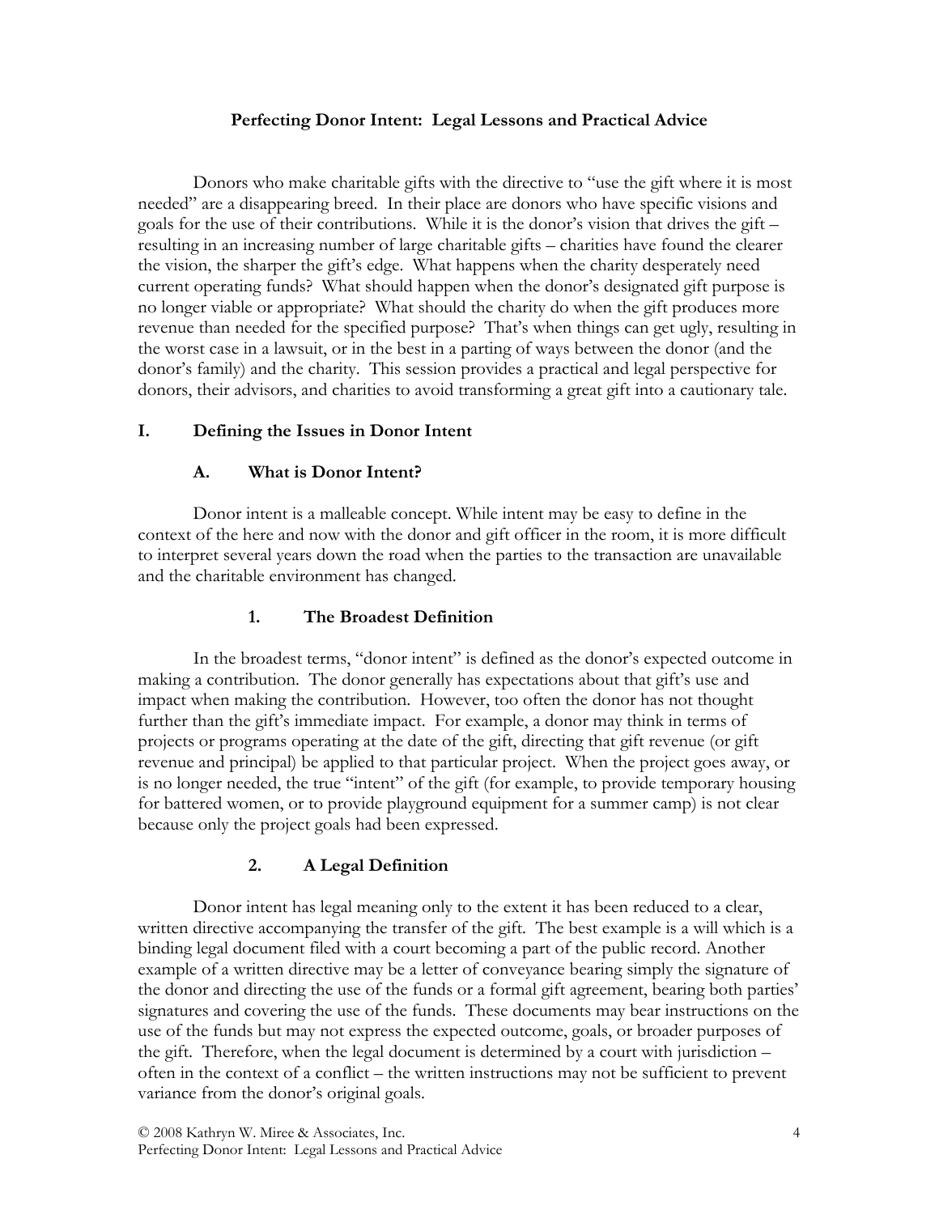**Perfecting Donor Intent: Legal Lessons and Practical Advice**

Donors who make charitable gifts with the directive to "use the gift where it is most needed" are a disappearing breed. In their place are donors who have specific visions and goals for the use of their contributions. While it is the donor's vision that drives the gift – resulting in an increasing number of large charitable gifts – charities have found the clearer the vision, the sharper the gift's edge. What happens when the charity desperately need current operating funds? What should happen when the donor's designated gift purpose is no longer viable or appropriate? What should the charity do when the gift produces more revenue than needed for the specified purpose? That's when things can get ugly, resulting in the worst case in a lawsuit, or in the best in a parting of ways between the donor (and the donor's family) and the charity. This session provides a practical and legal perspective for donors, their advisors, and charities to avoid transforming a great gift into a cautionary tale.

## I. Defining the Issues in Donor Intent

### A. What is Donor Intent?

Donor intent is a malleable concept. While intent may be easy to define in the context of the here and now with the donor and gift officer in the room, it is more difficult to interpret several years down the road when the parties to the transaction are unavailable and the charitable environment has changed.

#### 1. The Broadest Definition

In the broadest terms, "donor intent" is defined as the donor's expected outcome in making a contribution. The donor generally has expectations about that gift's use and impact when making the contribution. However, too often the donor has not thought further than the gift's immediate impact. For example, a donor may think in terms of projects or programs operating at the date of the gift, directing that gift revenue (or gift revenue and principal) be applied to that particular project. When the project goes away, or is no longer needed, the true "intent" of the gift (for example, to provide temporary housing for battered women, or to provide playground equipment for a summer camp) is not clear because only the project goals had been expressed.

#### 2. A Legal Definition

Donor intent has legal meaning only to the extent it has been reduced to a clear, written directive accompanying the transfer of the gift. The best example is a will which is a binding legal document filed with a court becoming a part of the public record. Another example of a written directive may be a letter of conveyance bearing simply the signature of the donor and directing the use of the funds or a formal gift agreement, bearing both parties' signatures and covering the use of the funds. These documents may bear instructions on the use of the funds but may not express the expected outcome, goals, or broader purposes of the gift. Therefore, when the legal document is determined by a court with jurisdiction – often in the context of a conflict – the written instructions may not be sufficient to prevent variance from the donor's original goals.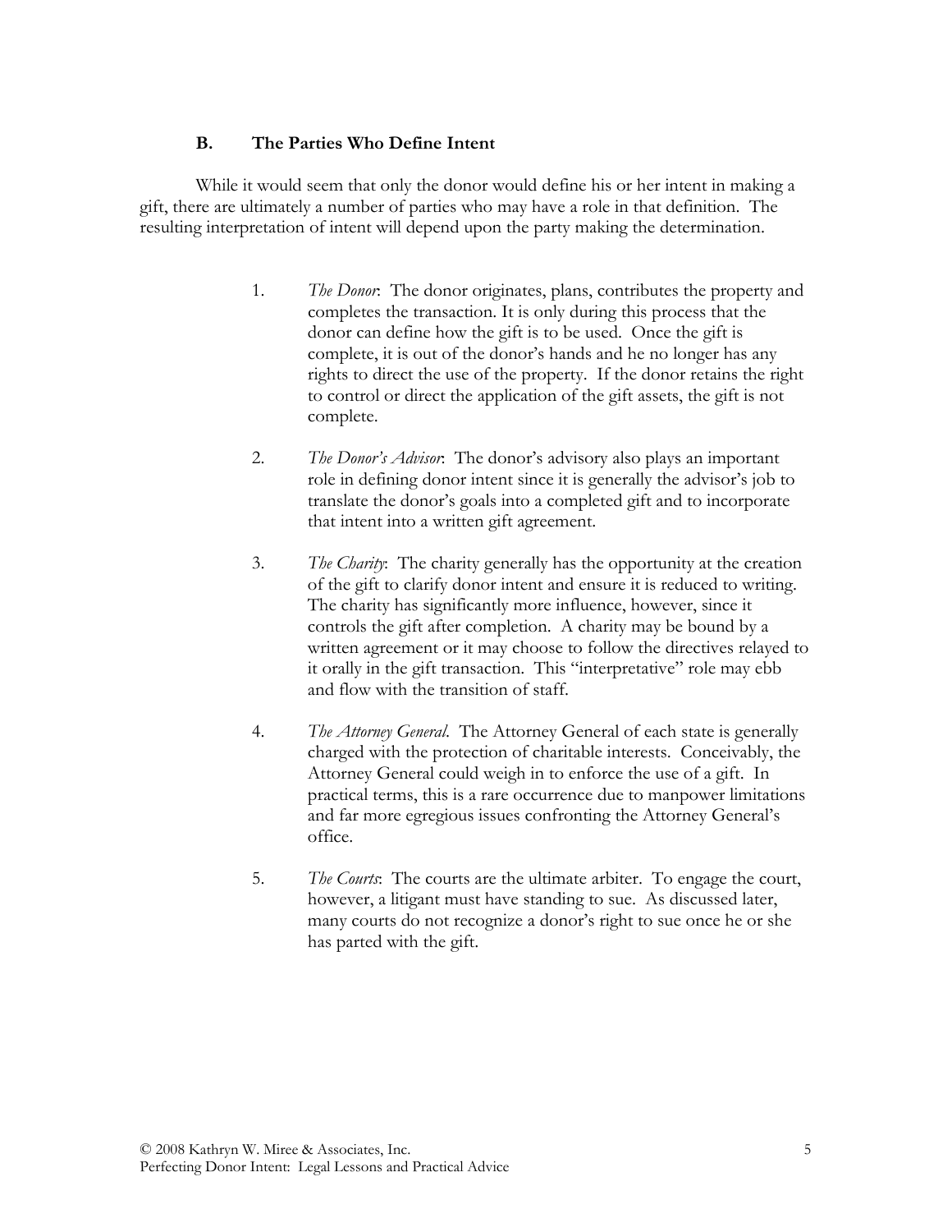### B. The Parties Who Define Intent

While it would seem that only the donor would define his or her intent in making a gift, there are ultimately a number of parties who may have a role in that definition. The resulting interpretation of intent will depend upon the party making the determination.

1. *The Donor*: The donor originates, plans, contributes the property and completes the transaction. It is only during this process that the donor can define how the gift is to be used. Once the gift is complete, it is out of the donor's hands and he no longer has any rights to direct the use of the property. If the donor retains the right to control or direct the application of the gift assets, the gift is not complete.

2. *The Donor's Advisor*: The donor's advisory also plays an important role in defining donor intent since it is generally the advisor's job to translate the donor's goals into a completed gift and to incorporate that intent into a written gift agreement.

3. *The Charity*: The charity generally has the opportunity at the creation of the gift to clarify donor intent and ensure it is reduced to writing. The charity has significantly more influence, however, since it controls the gift after completion. A charity may be bound by a written agreement or it may choose to follow the directives relayed to it orally in the gift transaction. This "interpretative" role may ebb and flow with the transition of staff.

4. *The Attorney General*. The Attorney General of each state is generally charged with the protection of charitable interests. Conceivably, the Attorney General could weigh in to enforce the use of a gift. In practical terms, this is a rare occurrence due to manpower limitations and far more egregious issues confronting the Attorney General's office.

5. *The Courts*: The courts are the ultimate arbiter. To engage the court, however, a litigant must have standing to sue. As discussed later, many courts do not recognize a donor's right to sue once he or she has parted with the gift.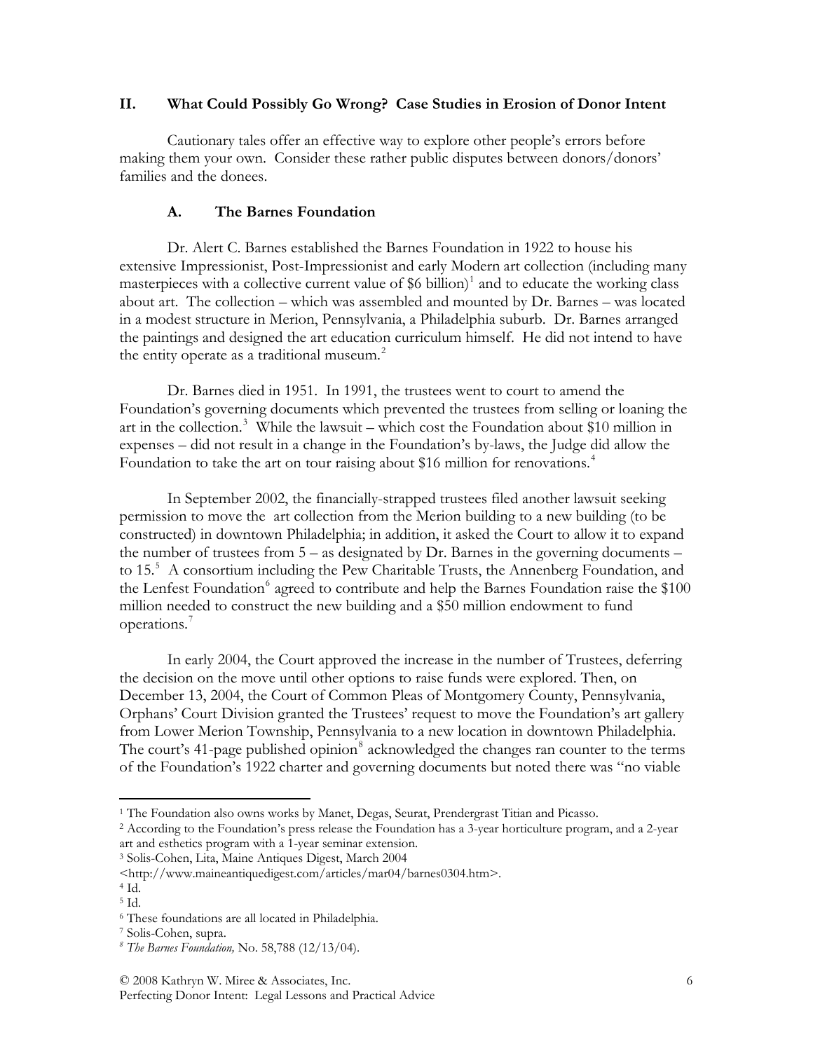## II. What Could Possibly Go Wrong? Case Studies in Erosion of Donor Intent

Cautionary tales offer an effective way to explore other people's errors before making them your own. Consider these rather public disputes between donors/donors' families and the donees.

### A. The Barnes Foundation

Dr. Alert C. Barnes established the Barnes Foundation in 1922 to house his extensive Impressionist, Post-Impressionist and early Modern art collection (including many masterpieces with a collective current value of $6 billion)[1] and to educate the working class about art. The collection – which was assembled and mounted by Dr. Barnes – was located in a modest structure in Merion, Pennsylvania, a Philadelphia suburb. Dr. Barnes arranged the paintings and designed the art education curriculum himself. He did not intend to have the entity operate as a traditional museum.[2]

Dr. Barnes died in 1951. In 1991, the trustees went to court to amend the Foundation's governing documents which prevented the trustees from selling or loaning the art in the collection.[3] While the lawsuit – which cost the Foundation about $10 million in expenses – did not result in a change in the Foundation's by-laws, the Judge did allow the Foundation to take the art on tour raising about $16 million for renovations.[4]

In September 2002, the financially-strapped trustees filed another lawsuit seeking permission to move the art collection from the Merion building to a new building (to be constructed) in downtown Philadelphia; in addition, it asked the Court to allow it to expand the number of trustees from 5 – as designated by Dr. Barnes in the governing documents – to 15.[5] A consortium including the Pew Charitable Trusts, the Annenberg Foundation, and the Lenfest Foundation[6] agreed to contribute and help the Barnes Foundation raise the $100 million needed to construct the new building and a $50 million endowment to fund operations.[7]

In early 2004, the Court approved the increase in the number of Trustees, deferring the decision on the move until other options to raise funds were explored. Then, on December 13, 2004, the Court of Common Pleas of Montgomery County, Pennsylvania, Orphans' Court Division granted the Trustees' request to move the Foundation's art gallery from Lower Merion Township, Pennsylvania to a new location in downtown Philadelphia. The court's 41-page published opinion[8] acknowledged the changes ran counter to the terms of the Foundation's 1922 charter and governing documents but noted there was "no viable

---

[1] The Foundation also owns works by Manet, Degas, Seurat, Prendergrast Titian and Picasso.

[2] According to the Foundation's press release the Foundation has a 3-year horticulture program, and a 2-year art and esthetics program with a 1-year seminar extension.

[3] Solis-Cohen, Lita, Maine Antiques Digest, March 2004 <http://www.maineantiquedigest.com/articles/mar04/barnes0304.htm>.

[4] Id.

[5] Id.

[6] These foundations are all located in Philadelphia.

[7] Solis-Cohen, supra.

[8] *The Barnes Foundation,* No. 58,788 (12/13/04).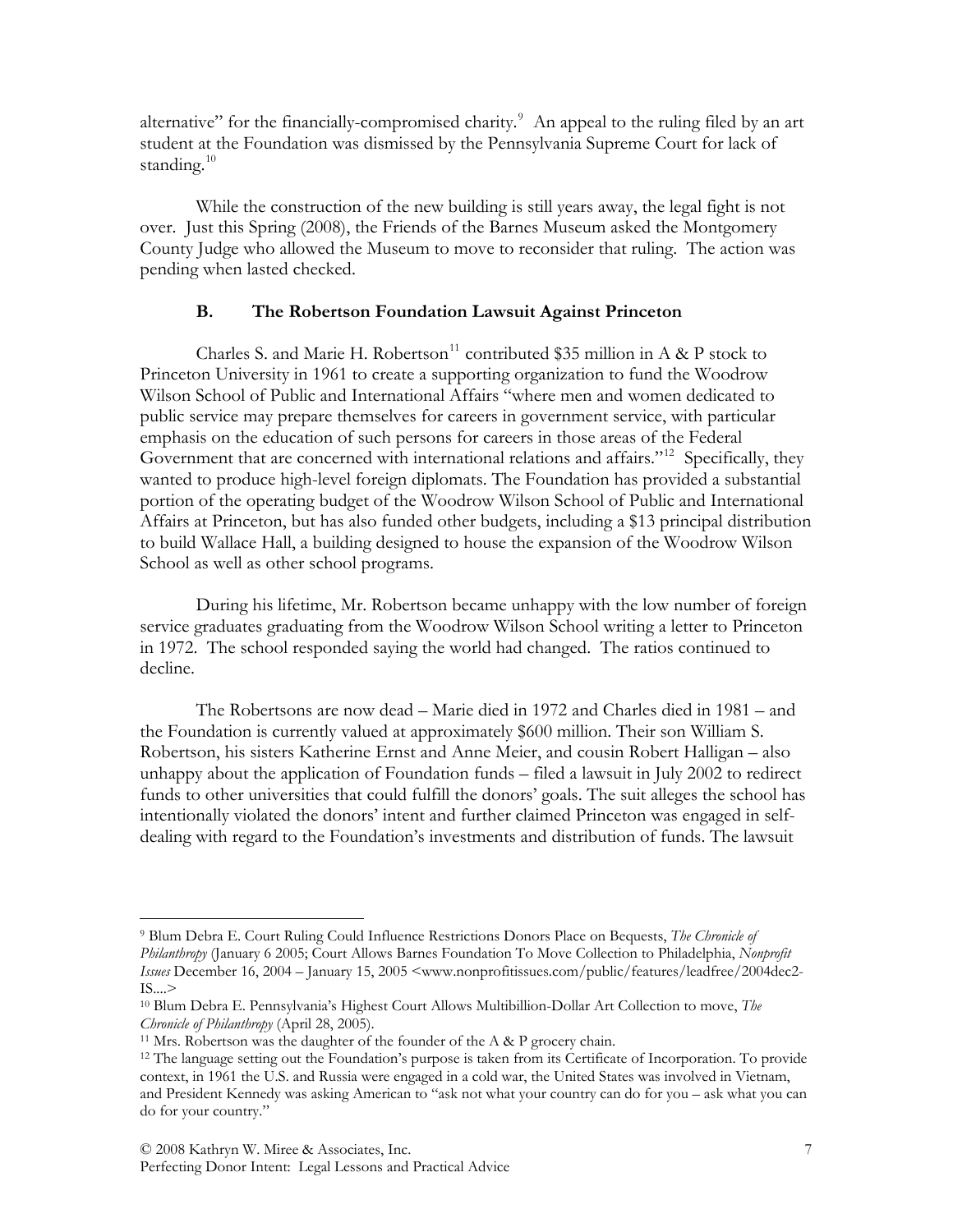alternative" for the financially-compromised charity.[9] An appeal to the ruling filed by an art student at the Foundation was dismissed by the Pennsylvania Supreme Court for lack of standing.[10]

While the construction of the new building is still years away, the legal fight is not over. Just this Spring (2008), the Friends of the Barnes Museum asked the Montgomery County Judge who allowed the Museum to move to reconsider that ruling. The action was pending when lasted checked.

### B. The Robertson Foundation Lawsuit Against Princeton

Charles S. and Marie H. Robertson[11] contributed $35 million in A & P stock to Princeton University in 1961 to create a supporting organization to fund the Woodrow Wilson School of Public and International Affairs "where men and women dedicated to public service may prepare themselves for careers in government service, with particular emphasis on the education of such persons for careers in those areas of the Federal Government that are concerned with international relations and affairs."[12] Specifically, they wanted to produce high-level foreign diplomats. The Foundation has provided a substantial portion of the operating budget of the Woodrow Wilson School of Public and International Affairs at Princeton, but has also funded other budgets, including a $13 principal distribution to build Wallace Hall, a building designed to house the expansion of the Woodrow Wilson School as well as other school programs.

During his lifetime, Mr. Robertson became unhappy with the low number of foreign service graduates graduating from the Woodrow Wilson School writing a letter to Princeton in 1972. The school responded saying the world had changed. The ratios continued to decline.

The Robertsons are now dead – Marie died in 1972 and Charles died in 1981 – and the Foundation is currently valued at approximately $600 million. Their son William S. Robertson, his sisters Katherine Ernst and Anne Meier, and cousin Robert Halligan – also unhappy about the application of Foundation funds – filed a lawsuit in July 2002 to redirect funds to other universities that could fulfill the donors' goals. The suit alleges the school has intentionally violated the donors' intent and further claimed Princeton was engaged in self-dealing with regard to the Foundation's investments and distribution of funds. The lawsuit

---

[9] Blum Debra E. Court Ruling Could Influence Restrictions Donors Place on Bequests, *The Chronicle of Philanthropy* (January 6 2005; Court Allows Barnes Foundation To Move Collection to Philadelphia, *Nonprofit Issues* December 16, 2004 – January 15, 2005 <www.nonprofitissues.com/public/features/leadfree/2004dec2-IS....>

[10] Blum Debra E. Pennsylvania's Highest Court Allows Multibillion-Dollar Art Collection to move, *The Chronicle of Philanthropy* (April 28, 2005).

[11] Mrs. Robertson was the daughter of the founder of the A & P grocery chain.

[12] The language setting out the Foundation's purpose is taken from its Certificate of Incorporation. To provide context, in 1961 the U.S. and Russia were engaged in a cold war, the United States was involved in Vietnam, and President Kennedy was asking American to "ask not what your country can do for you – ask what you can do for your country."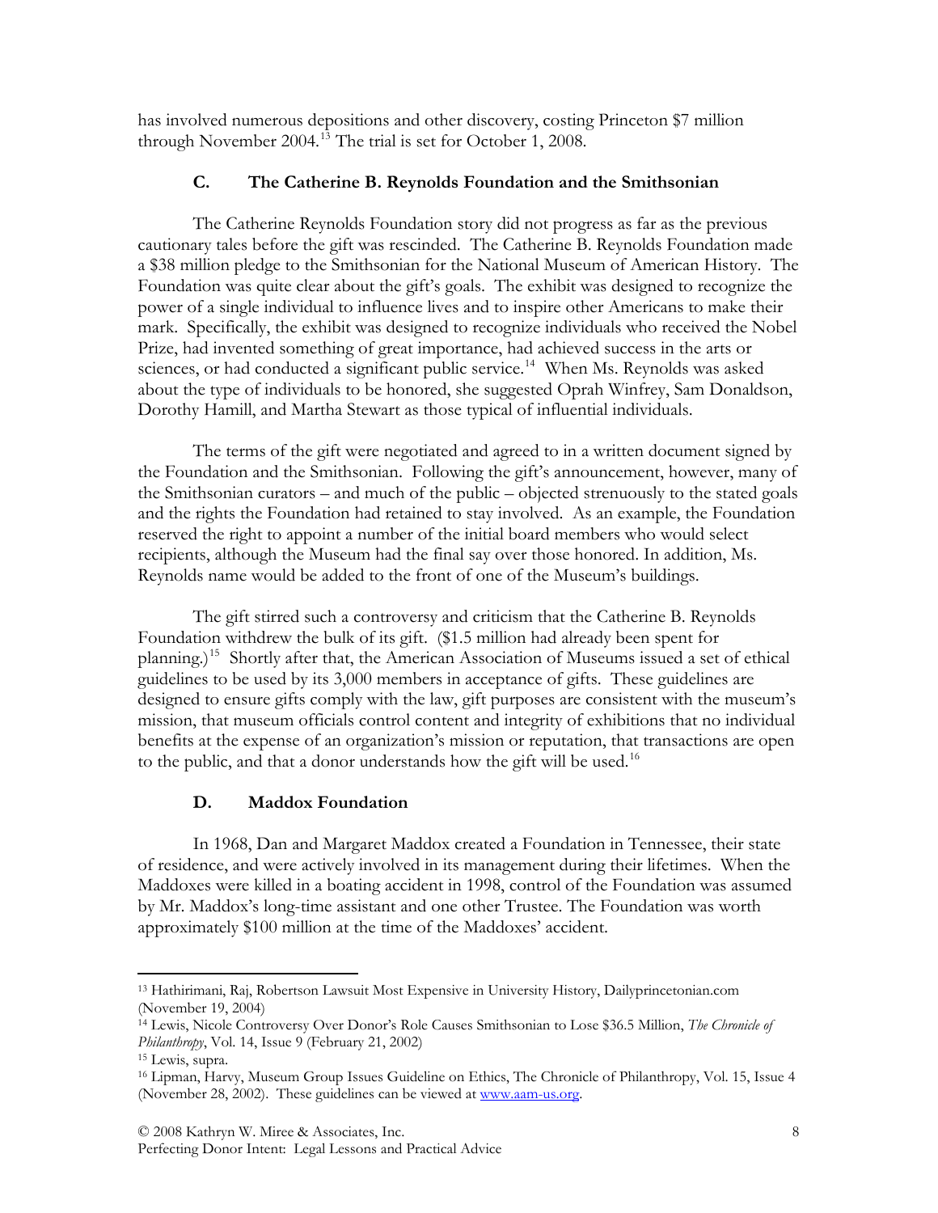has involved numerous depositions and other discovery, costing Princeton $7 million through November 2004.[13] The trial is set for October 1, 2008.

### C. The Catherine B. Reynolds Foundation and the Smithsonian

The Catherine Reynolds Foundation story did not progress as far as the previous cautionary tales before the gift was rescinded. The Catherine B. Reynolds Foundation made a $38 million pledge to the Smithsonian for the National Museum of American History. The Foundation was quite clear about the gift's goals. The exhibit was designed to recognize the power of a single individual to influence lives and to inspire other Americans to make their mark. Specifically, the exhibit was designed to recognize individuals who received the Nobel Prize, had invented something of great importance, had achieved success in the arts or sciences, or had conducted a significant public service.[14] When Ms. Reynolds was asked about the type of individuals to be honored, she suggested Oprah Winfrey, Sam Donaldson, Dorothy Hamill, and Martha Stewart as those typical of influential individuals.

The terms of the gift were negotiated and agreed to in a written document signed by the Foundation and the Smithsonian. Following the gift's announcement, however, many of the Smithsonian curators – and much of the public – objected strenuously to the stated goals and the rights the Foundation had retained to stay involved. As an example, the Foundation reserved the right to appoint a number of the initial board members who would select recipients, although the Museum had the final say over those honored. In addition, Ms. Reynolds name would be added to the front of one of the Museum's buildings.

The gift stirred such a controversy and criticism that the Catherine B. Reynolds Foundation withdrew the bulk of its gift. ($1.5 million had already been spent for planning.)[15] Shortly after that, the American Association of Museums issued a set of ethical guidelines to be used by its 3,000 members in acceptance of gifts. These guidelines are designed to ensure gifts comply with the law, gift purposes are consistent with the museum's mission, that museum officials control content and integrity of exhibitions that no individual benefits at the expense of an organization's mission or reputation, that transactions are open to the public, and that a donor understands how the gift will be used.[16]

### D. Maddox Foundation

In 1968, Dan and Margaret Maddox created a Foundation in Tennessee, their state of residence, and were actively involved in its management during their lifetimes. When the Maddoxes were killed in a boating accident in 1998, control of the Foundation was assumed by Mr. Maddox's long-time assistant and one other Trustee. The Foundation was worth approximately $100 million at the time of the Maddoxes' accident.

---

[13] Hathirimani, Raj, Robertson Lawsuit Most Expensive in University History, Dailyprincetonian.com (November 19, 2004)

[14] Lewis, Nicole Controversy Over Donor's Role Causes Smithsonian to Lose $36.5 Million, *The Chronicle of Philanthropy*, Vol. 14, Issue 9 (February 21, 2002)

[15] Lewis, supra.

[16] Lipman, Harvy, Museum Group Issues Guideline on Ethics, The Chronicle of Philanthropy, Vol. 15, Issue 4 (November 28, 2002). These guidelines can be viewed at www.aam-us.org.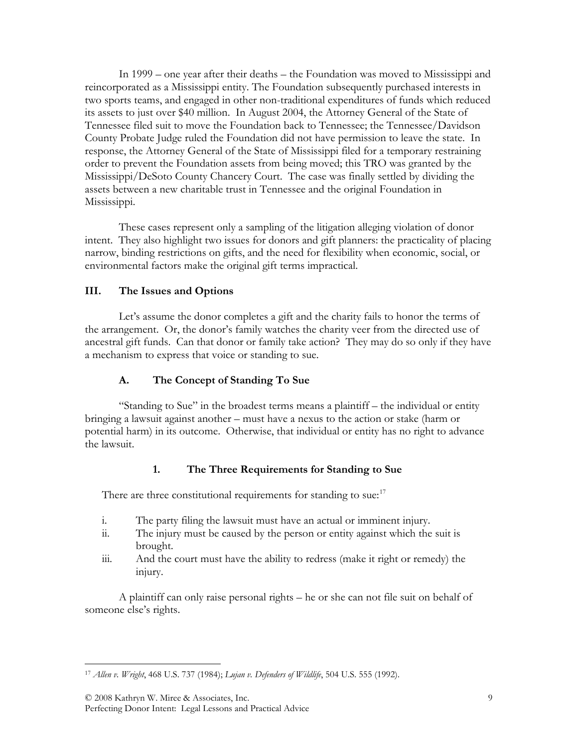In 1999 – one year after their deaths – the Foundation was moved to Mississippi and reincorporated as a Mississippi entity. The Foundation subsequently purchased interests in two sports teams, and engaged in other non-traditional expenditures of funds which reduced its assets to just over $40 million. In August 2004, the Attorney General of the State of Tennessee filed suit to move the Foundation back to Tennessee; the Tennessee/Davidson County Probate Judge ruled the Foundation did not have permission to leave the state. In response, the Attorney General of the State of Mississippi filed for a temporary restraining order to prevent the Foundation assets from being moved; this TRO was granted by the Mississippi/DeSoto County Chancery Court. The case was finally settled by dividing the assets between a new charitable trust in Tennessee and the original Foundation in Mississippi.

These cases represent only a sampling of the litigation alleging violation of donor intent. They also highlight two issues for donors and gift planners: the practicality of placing narrow, binding restrictions on gifts, and the need for flexibility when economic, social, or environmental factors make the original gift terms impractical.

## III. The Issues and Options

Let's assume the donor completes a gift and the charity fails to honor the terms of the arrangement. Or, the donor's family watches the charity veer from the directed use of ancestral gift funds. Can that donor or family take action? They may do so only if they have a mechanism to express that voice or standing to sue.

### A. The Concept of Standing To Sue

"Standing to Sue" in the broadest terms means a plaintiff – the individual or entity bringing a lawsuit against another – must have a nexus to the action or stake (harm or potential harm) in its outcome. Otherwise, that individual or entity has no right to advance the lawsuit.

#### 1. The Three Requirements for Standing to Sue

There are three constitutional requirements for standing to sue:[17]

i. The party filing the lawsuit must have an actual or imminent injury.
ii. The injury must be caused by the person or entity against which the suit is brought.
iii. And the court must have the ability to redress (make it right or remedy) the injury.

A plaintiff can only raise personal rights – he or she can not file suit on behalf of someone else's rights.

---

[17] *Allen v. Wright*, 468 U.S. 737 (1984); *Lujan v. Defenders of Wildlife*, 504 U.S. 555 (1992).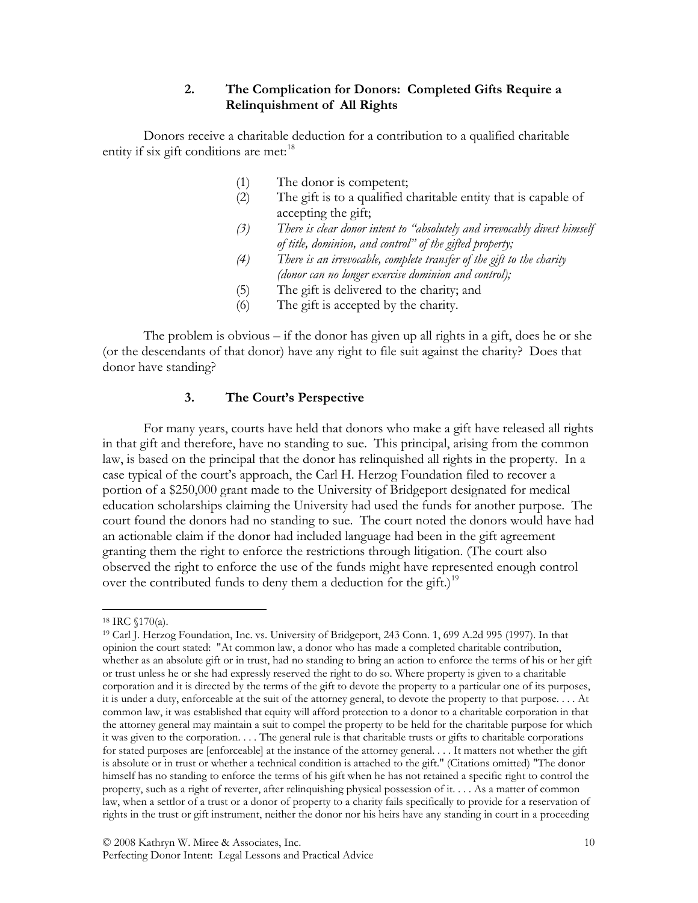### 2. The Complication for Donors: Completed Gifts Require a Relinquishment of All Rights

Donors receive a charitable deduction for a contribution to a qualified charitable entity if six gift conditions are met:[18]

(1) The donor is competent;
(2) The gift is to a qualified charitable entity that is capable of accepting the gift;
*(3) There is clear donor intent to "absolutely and irrevocably divest himself of title, dominion, and control" of the gifted property;*
*(4) There is an irrevocable, complete transfer of the gift to the charity (donor can no longer exercise dominion and control);*
(5) The gift is delivered to the charity; and
(6) The gift is accepted by the charity.

The problem is obvious – if the donor has given up all rights in a gift, does he or she (or the descendants of that donor) have any right to file suit against the charity? Does that donor have standing?

### 3. The Court's Perspective

For many years, courts have held that donors who make a gift have released all rights in that gift and therefore, have no standing to sue. This principal, arising from the common law, is based on the principal that the donor has relinquished all rights in the property. In a case typical of the court's approach, the Carl H. Herzog Foundation filed to recover a portion of a $250,000 grant made to the University of Bridgeport designated for medical education scholarships claiming the University had used the funds for another purpose. The court found the donors had no standing to sue. The court noted the donors would have had an actionable claim if the donor had included language had been in the gift agreement granting them the right to enforce the restrictions through litigation. (The court also observed the right to enforce the use of the funds might have represented enough control over the contributed funds to deny them a deduction for the gift.)[19]

---

[18] IRC §170(a).

[19] Carl J. Herzog Foundation, Inc. vs. University of Bridgeport, 243 Conn. 1, 699 A.2d 995 (1997). In that opinion the court stated: "At common law, a donor who has made a completed charitable contribution, whether as an absolute gift or in trust, had no standing to bring an action to enforce the terms of his or her gift or trust unless he or she had expressly reserved the right to do so. Where property is given to a charitable corporation and it is directed by the terms of the gift to devote the property to a particular one of its purposes, it is under a duty, enforceable at the suit of the attorney general, to devote the property to that purpose. . . . At common law, it was established that equity will afford protection to a donor to a charitable corporation in that the attorney general may maintain a suit to compel the property to be held for the charitable purpose for which it was given to the corporation. . . . The general rule is that charitable trusts or gifts to charitable corporations for stated purposes are [enforceable] at the instance of the attorney general. . . . It matters not whether the gift is absolute or in trust or whether a technical condition is attached to the gift." (Citations omitted) "The donor himself has no standing to enforce the terms of his gift when he has not retained a specific right to control the property, such as a right of reverter, after relinquishing physical possession of it. . . . As a matter of common law, when a settlor of a trust or a donor of property to a charity fails specifically to provide for a reservation of rights in the trust or gift instrument, neither the donor nor his heirs have any standing in court in a proceeding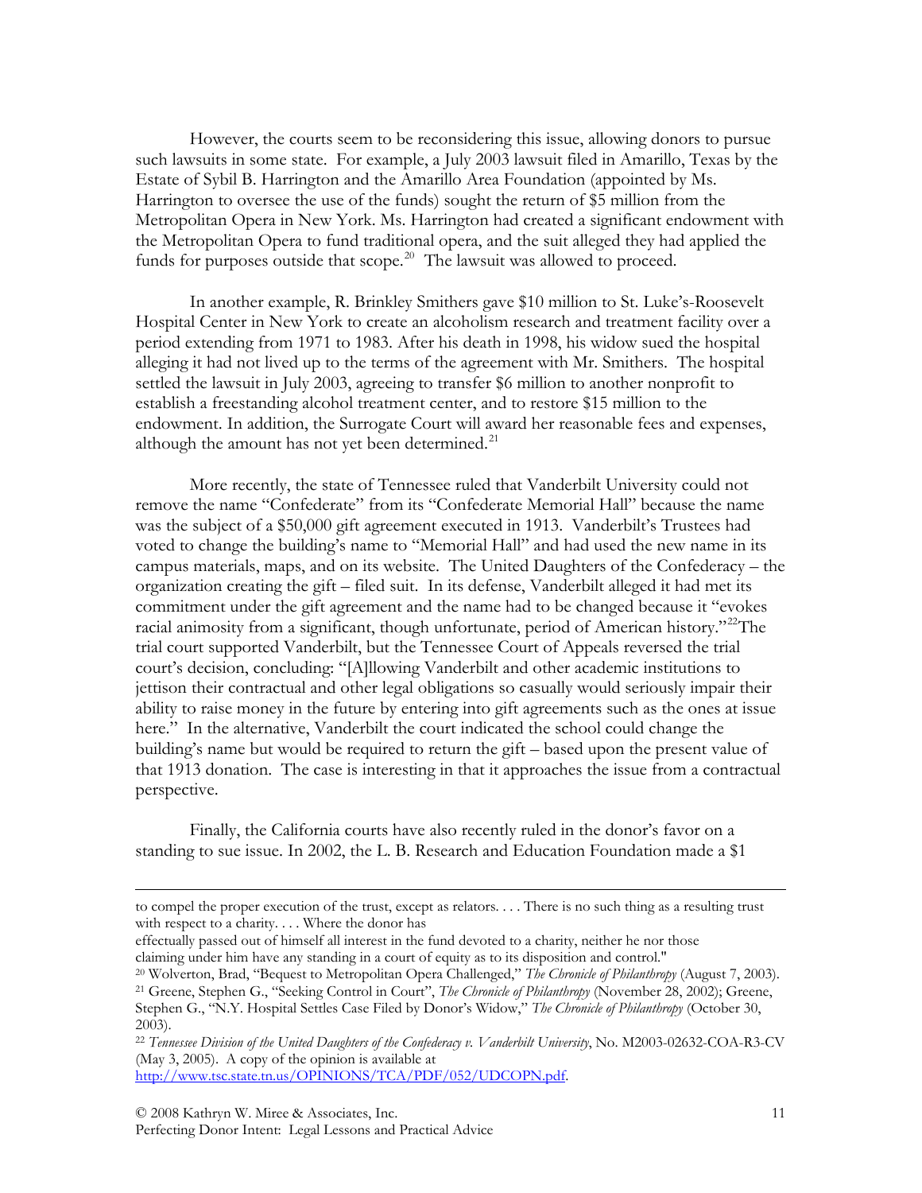However, the courts seem to be reconsidering this issue, allowing donors to pursue such lawsuits in some state. For example, a July 2003 lawsuit filed in Amarillo, Texas by the Estate of Sybil B. Harrington and the Amarillo Area Foundation (appointed by Ms. Harrington to oversee the use of the funds) sought the return of $5 million from the Metropolitan Opera in New York. Ms. Harrington had created a significant endowment with the Metropolitan Opera to fund traditional opera, and the suit alleged they had applied the funds for purposes outside that scope.[20] The lawsuit was allowed to proceed.

In another example, R. Brinkley Smithers gave $10 million to St. Luke's-Roosevelt Hospital Center in New York to create an alcoholism research and treatment facility over a period extending from 1971 to 1983. After his death in 1998, his widow sued the hospital alleging it had not lived up to the terms of the agreement with Mr. Smithers. The hospital settled the lawsuit in July 2003, agreeing to transfer $6 million to another nonprofit to establish a freestanding alcohol treatment center, and to restore $15 million to the endowment. In addition, the Surrogate Court will award her reasonable fees and expenses, although the amount has not yet been determined.[21]

More recently, the state of Tennessee ruled that Vanderbilt University could not remove the name "Confederate" from its "Confederate Memorial Hall" because the name was the subject of a $50,000 gift agreement executed in 1913. Vanderbilt's Trustees had voted to change the building's name to "Memorial Hall" and had used the new name in its campus materials, maps, and on its website. The United Daughters of the Confederacy – the organization creating the gift – filed suit. In its defense, Vanderbilt alleged it had met its commitment under the gift agreement and the name had to be changed because it "evokes racial animosity from a significant, though unfortunate, period of American history."[22]The trial court supported Vanderbilt, but the Tennessee Court of Appeals reversed the trial court's decision, concluding: "[A]llowing Vanderbilt and other academic institutions to jettison their contractual and other legal obligations so casually would seriously impair their ability to raise money in the future by entering into gift agreements such as the ones at issue here." In the alternative, Vanderbilt the court indicated the school could change the building's name but would be required to return the gift – based upon the present value of that 1913 donation. The case is interesting in that it approaches the issue from a contractual perspective.

Finally, the California courts have also recently ruled in the donor's favor on a standing to sue issue. In 2002, the L. B. Research and Education Foundation made a $1

---

to compel the proper execution of the trust, except as relators. . . . There is no such thing as a resulting trust with respect to a charity. . . . Where the donor has
effectually passed out of himself all interest in the fund devoted to a charity, neither he nor those claiming under him have any standing in a court of equity as to its disposition and control."

[20] Wolverton, Brad, "Bequest to Metropolitan Opera Challenged," *The Chronicle of Philanthropy* (August 7, 2003).

[21] Greene, Stephen G., "Seeking Control in Court", *The Chronicle of Philanthropy* (November 28, 2002); Greene, Stephen G., "N.Y. Hospital Settles Case Filed by Donor's Widow," *The Chronicle of Philanthropy* (October 30, 2003).

[22] *Tennessee Division of the United Daughters of the Confederacy v. Vanderbilt University*, No. M2003-02632-COA-R3-CV (May 3, 2005). A copy of the opinion is available at http://www.tsc.state.tn.us/OPINIONS/TCA/PDF/052/UDCOPN.pdf.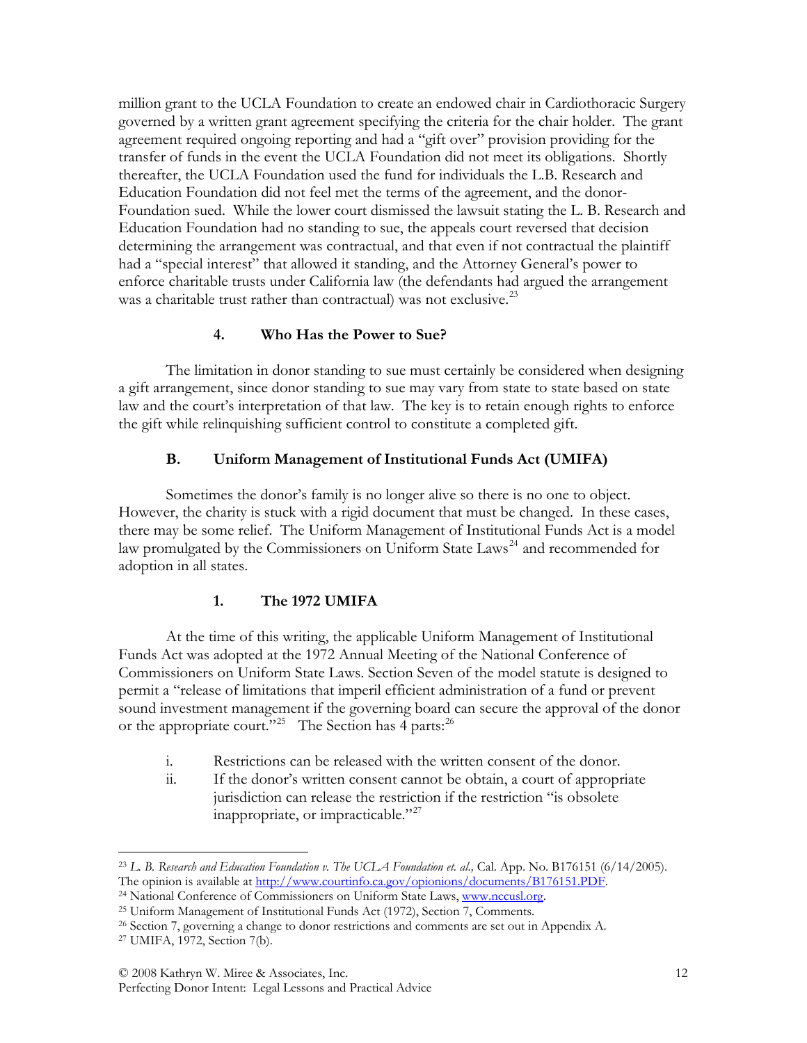million grant to the UCLA Foundation to create an endowed chair in Cardiothoracic Surgery governed by a written grant agreement specifying the criteria for the chair holder. The grant agreement required ongoing reporting and had a "gift over" provision providing for the transfer of funds in the event the UCLA Foundation did not meet its obligations. Shortly thereafter, the UCLA Foundation used the fund for individuals the L.B. Research and Education Foundation did not feel met the terms of the agreement, and the donor-Foundation sued. While the lower court dismissed the lawsuit stating the L. B. Research and Education Foundation had no standing to sue, the appeals court reversed that decision determining the arrangement was contractual, and that even if not contractual the plaintiff had a "special interest" that allowed it standing, and the Attorney General's power to enforce charitable trusts under California law (the defendants had argued the arrangement was a charitable trust rather than contractual) was not exclusive.[23]

#### 4. Who Has the Power to Sue?

The limitation in donor standing to sue must certainly be considered when designing a gift arrangement, since donor standing to sue may vary from state to state based on state law and the court's interpretation of that law. The key is to retain enough rights to enforce the gift while relinquishing sufficient control to constitute a completed gift.

### B. Uniform Management of Institutional Funds Act (UMIFA)

Sometimes the donor's family is no longer alive so there is no one to object. However, the charity is stuck with a rigid document that must be changed. In these cases, there may be some relief. The Uniform Management of Institutional Funds Act is a model law promulgated by the Commissioners on Uniform State Laws[24] and recommended for adoption in all states.

#### 1. The 1972 UMIFA

At the time of this writing, the applicable Uniform Management of Institutional Funds Act was adopted at the 1972 Annual Meeting of the National Conference of Commissioners on Uniform State Laws. Section Seven of the model statute is designed to permit a "release of limitations that imperil efficient administration of a fund or prevent sound investment management if the governing board can secure the approval of the donor or the appropriate court."[25] The Section has 4 parts:[26]

i. Restrictions can be released with the written consent of the donor.

ii. If the donor's written consent cannot be obtain, a court of appropriate jurisdiction can release the restriction if the restriction "is obsolete inappropriate, or impracticable."[27]

---

[23] *L. B. Research and Education Foundation v. The UCLA Foundation et. al.,* Cal. App. No. B176151 (6/14/2005). The opinion is available at http://www.courtinfo.ca.gov/opionions/documents/B176151.PDF.

[24] National Conference of Commissioners on Uniform State Laws, www.nccusl.org.

[25] Uniform Management of Institutional Funds Act (1972), Section 7, Comments.

[26] Section 7, governing a change to donor restrictions and comments are set out in Appendix A.

[27] UMIFA, 1972, Section 7(b).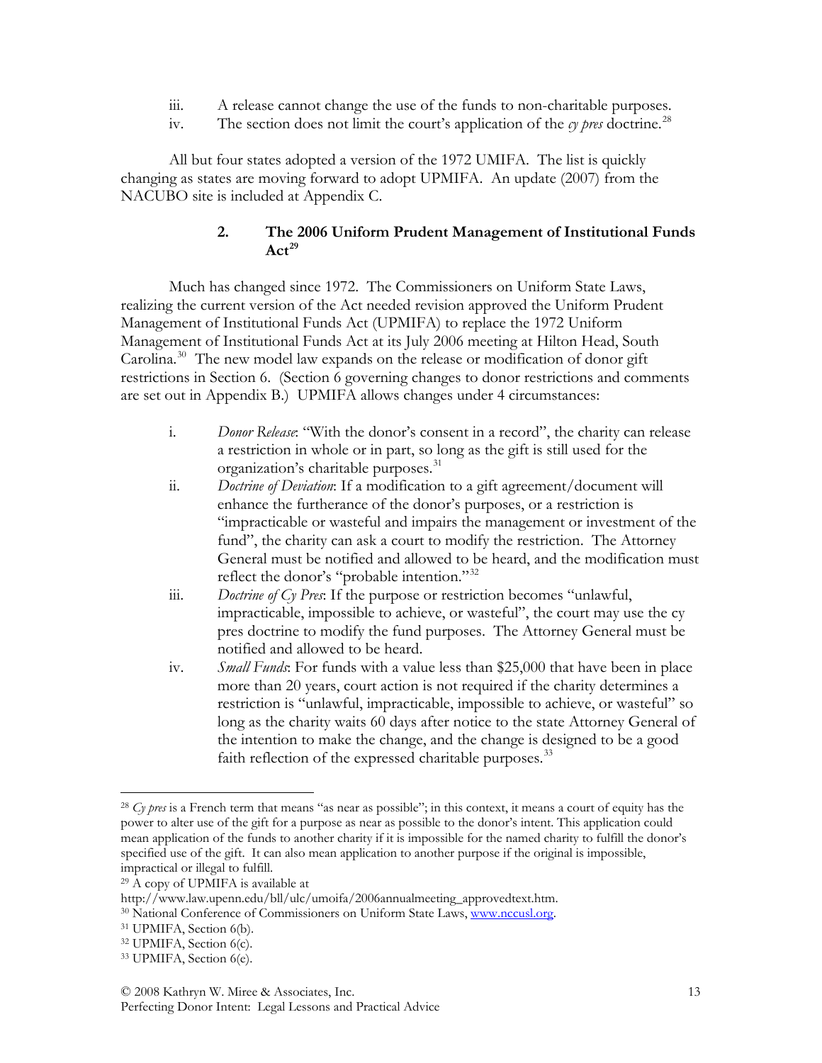iii. A release cannot change the use of the funds to non-charitable purposes.

iv. The section does not limit the court's application of the *cy pres* doctrine.[28]

All but four states adopted a version of the 1972 UMIFA. The list is quickly changing as states are moving forward to adopt UPMIFA. An update (2007) from the NACUBO site is included at Appendix C.

### 2. The 2006 Uniform Prudent Management of Institutional Funds Act[29]

Much has changed since 1972. The Commissioners on Uniform State Laws, realizing the current version of the Act needed revision approved the Uniform Prudent Management of Institutional Funds Act (UPMIFA) to replace the 1972 Uniform Management of Institutional Funds Act at its July 2006 meeting at Hilton Head, South Carolina.[30] The new model law expands on the release or modification of donor gift restrictions in Section 6. (Section 6 governing changes to donor restrictions and comments are set out in Appendix B.) UPMIFA allows changes under 4 circumstances:

i. *Donor Release*: "With the donor's consent in a record", the charity can release a restriction in whole or in part, so long as the gift is still used for the organization's charitable purposes.[31]

ii. *Doctrine of Deviation*: If a modification to a gift agreement/document will enhance the furtherance of the donor's purposes, or a restriction is "impracticable or wasteful and impairs the management or investment of the fund", the charity can ask a court to modify the restriction. The Attorney General must be notified and allowed to be heard, and the modification must reflect the donor's "probable intention."[32]

iii. *Doctrine of Cy Pres*: If the purpose or restriction becomes "unlawful, impracticable, impossible to achieve, or wasteful", the court may use the cy pres doctrine to modify the fund purposes. The Attorney General must be notified and allowed to be heard.

iv. *Small Funds*: For funds with a value less than $25,000 that have been in place more than 20 years, court action is not required if the charity determines a restriction is "unlawful, impracticable, impossible to achieve, or wasteful" so long as the charity waits 60 days after notice to the state Attorney General of the intention to make the change, and the change is designed to be a good faith reflection of the expressed charitable purposes.[33]

---

[28] *Cy pres* is a French term that means "as near as possible"; in this context, it means a court of equity has the power to alter use of the gift for a purpose as near as possible to the donor's intent. This application could mean application of the funds to another charity if it is impossible for the named charity to fulfill the donor's specified use of the gift. It can also mean application to another purpose if the original is impossible, impractical or illegal to fulfill.

[29] A copy of UPMIFA is available at http://www.law.upenn.edu/bll/ulc/umoifa/2006annualmeeting_approvedtext.htm.

[30] National Conference of Commissioners on Uniform State Laws, www.nccusl.org.

[31] UPMIFA, Section 6(b).

[32] UPMIFA, Section 6(c).

[33] UPMIFA, Section 6(e).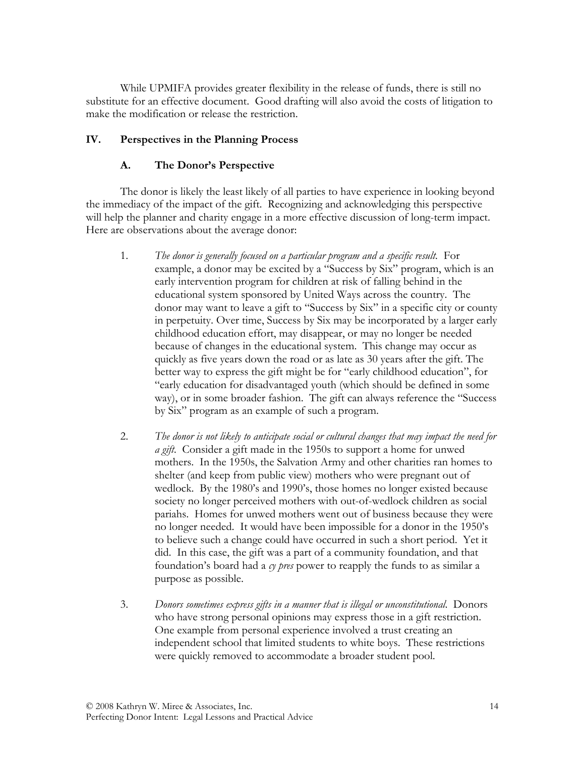While UPMIFA provides greater flexibility in the release of funds, there is still no substitute for an effective document. Good drafting will also avoid the costs of litigation to make the modification or release the restriction.

## IV. Perspectives in the Planning Process

### A. The Donor's Perspective

The donor is likely the least likely of all parties to have experience in looking beyond the immediacy of the impact of the gift. Recognizing and acknowledging this perspective will help the planner and charity engage in a more effective discussion of long-term impact. Here are observations about the average donor:

1. *The donor is generally focused on a particular program and a specific result.* For example, a donor may be excited by a "Success by Six" program, which is an early intervention program for children at risk of falling behind in the educational system sponsored by United Ways across the country. The donor may want to leave a gift to "Success by Six" in a specific city or county in perpetuity. Over time, Success by Six may be incorporated by a larger early childhood education effort, may disappear, or may no longer be needed because of changes in the educational system. This change may occur as quickly as five years down the road or as late as 30 years after the gift. The better way to express the gift might be for "early childhood education", for "early education for disadvantaged youth (which should be defined in some way), or in some broader fashion. The gift can always reference the "Success by Six" program as an example of such a program.

2. *The donor is not likely to anticipate social or cultural changes that may impact the need for a gift.* Consider a gift made in the 1950s to support a home for unwed mothers. In the 1950s, the Salvation Army and other charities ran homes to shelter (and keep from public view) mothers who were pregnant out of wedlock. By the 1980's and 1990's, those homes no longer existed because society no longer perceived mothers with out-of-wedlock children as social pariahs. Homes for unwed mothers went out of business because they were no longer needed. It would have been impossible for a donor in the 1950's to believe such a change could have occurred in such a short period. Yet it did. In this case, the gift was a part of a community foundation, and that foundation's board had a *cy pres* power to reapply the funds to as similar a purpose as possible.

3. *Donors sometimes express gifts in a manner that is illegal or unconstitutional.* Donors who have strong personal opinions may express those in a gift restriction. One example from personal experience involved a trust creating an independent school that limited students to white boys. These restrictions were quickly removed to accommodate a broader student pool.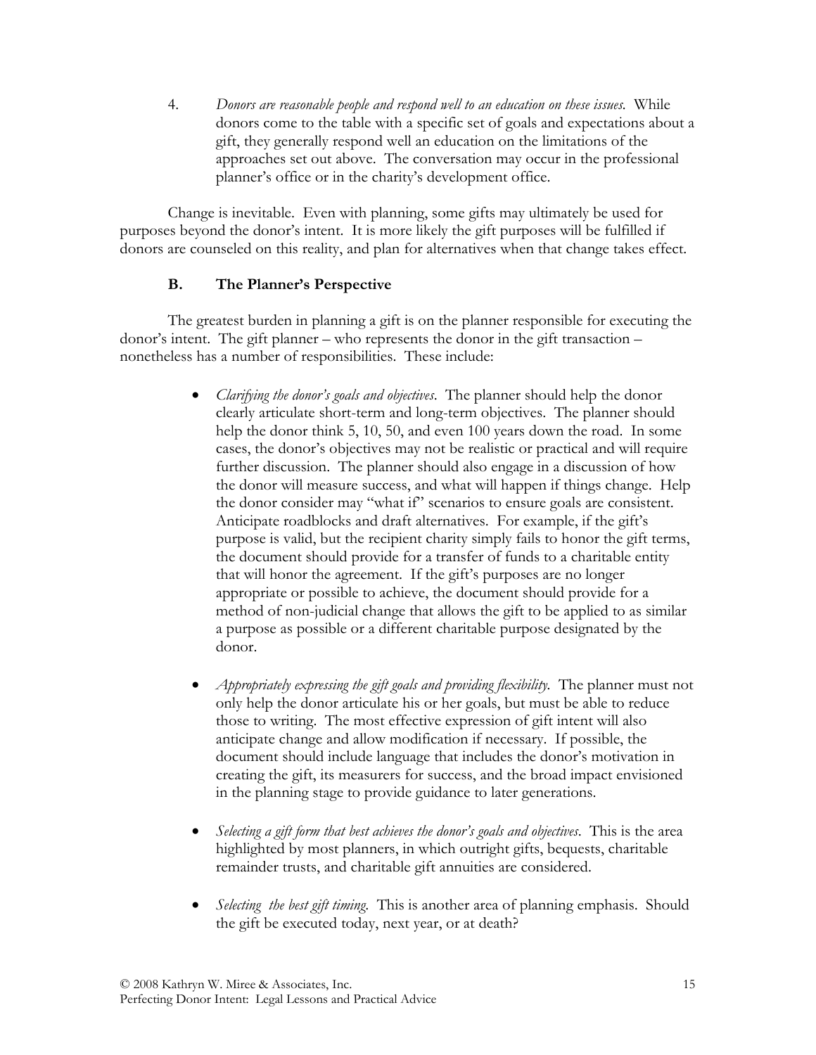4. *Donors are reasonable people and respond well to an education on these issues.* While donors come to the table with a specific set of goals and expectations about a gift, they generally respond well an education on the limitations of the approaches set out above. The conversation may occur in the professional planner's office or in the charity's development office.

Change is inevitable. Even with planning, some gifts may ultimately be used for purposes beyond the donor's intent. It is more likely the gift purposes will be fulfilled if donors are counseled on this reality, and plan for alternatives when that change takes effect.

### B. The Planner's Perspective

The greatest burden in planning a gift is on the planner responsible for executing the donor's intent. The gift planner – who represents the donor in the gift transaction – nonetheless has a number of responsibilities. These include:

- *Clarifying the donor's goals and objectives*. The planner should help the donor clearly articulate short-term and long-term objectives. The planner should help the donor think 5, 10, 50, and even 100 years down the road. In some cases, the donor's objectives may not be realistic or practical and will require further discussion. The planner should also engage in a discussion of how the donor will measure success, and what will happen if things change. Help the donor consider may "what if" scenarios to ensure goals are consistent. Anticipate roadblocks and draft alternatives. For example, if the gift's purpose is valid, but the recipient charity simply fails to honor the gift terms, the document should provide for a transfer of funds to a charitable entity that will honor the agreement. If the gift's purposes are no longer appropriate or possible to achieve, the document should provide for a method of non-judicial change that allows the gift to be applied to as similar a purpose as possible or a different charitable purpose designated by the donor.

- *Appropriately expressing the gift goals and providing flexibility*. The planner must not only help the donor articulate his or her goals, but must be able to reduce those to writing. The most effective expression of gift intent will also anticipate change and allow modification if necessary. If possible, the document should include language that includes the donor's motivation in creating the gift, its measurers for success, and the broad impact envisioned in the planning stage to provide guidance to later generations.

- *Selecting a gift form that best achieves the donor's goals and objectives*. This is the area highlighted by most planners, in which outright gifts, bequests, charitable remainder trusts, and charitable gift annuities are considered.

- *Selecting the best gift timing*. This is another area of planning emphasis. Should the gift be executed today, next year, or at death?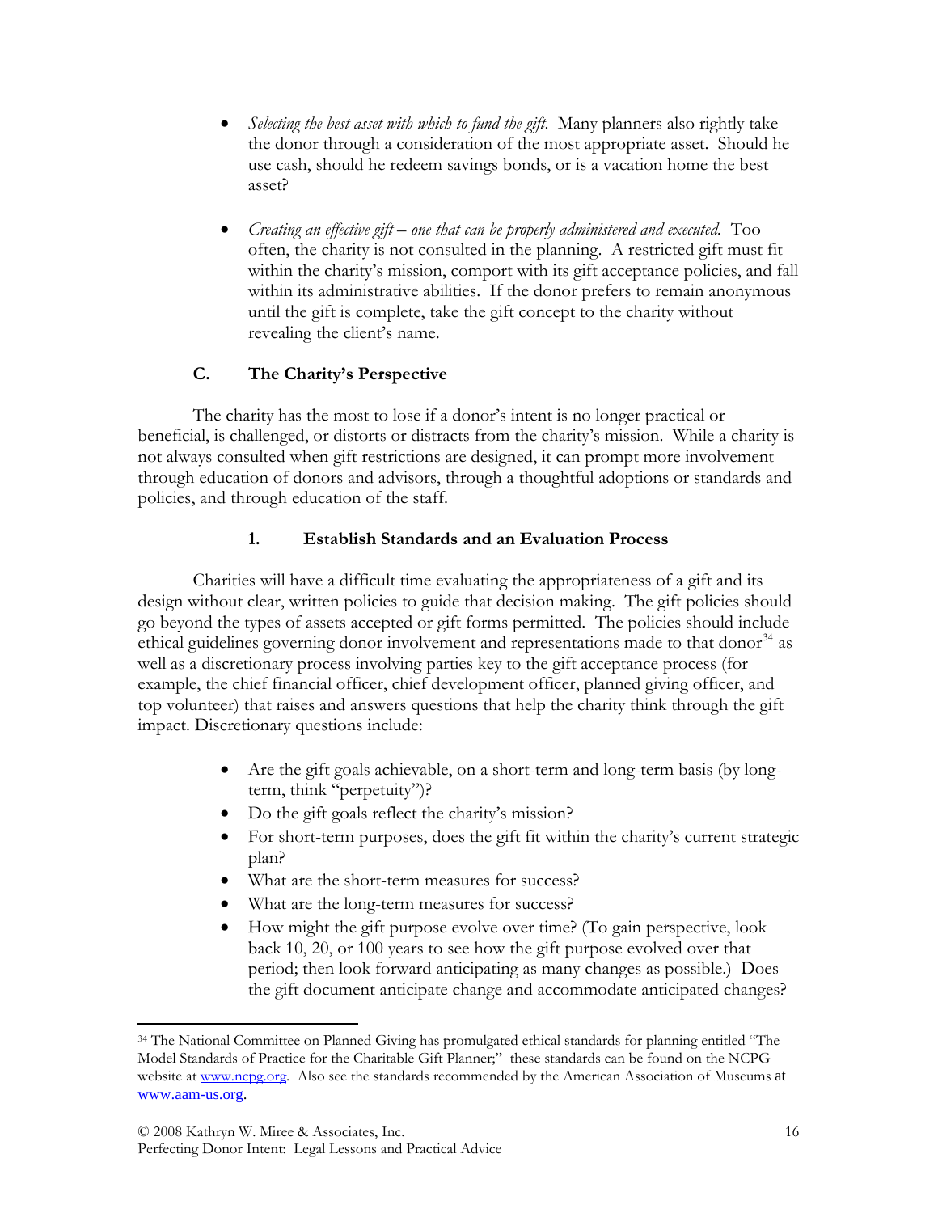- *Selecting the best asset with which to fund the gift.* Many planners also rightly take the donor through a consideration of the most appropriate asset. Should he use cash, should he redeem savings bonds, or is a vacation home the best asset?

- *Creating an effective gift – one that can be properly administered and executed.* Too often, the charity is not consulted in the planning. A restricted gift must fit within the charity's mission, comport with its gift acceptance policies, and fall within its administrative abilities. If the donor prefers to remain anonymous until the gift is complete, take the gift concept to the charity without revealing the client's name.

### C. The Charity's Perspective

The charity has the most to lose if a donor's intent is no longer practical or beneficial, is challenged, or distorts or distracts from the charity's mission. While a charity is not always consulted when gift restrictions are designed, it can prompt more involvement through education of donors and advisors, through a thoughtful adoptions or standards and policies, and through education of the staff.

#### 1. Establish Standards and an Evaluation Process

Charities will have a difficult time evaluating the appropriateness of a gift and its design without clear, written policies to guide that decision making. The gift policies should go beyond the types of assets accepted or gift forms permitted. The policies should include ethical guidelines governing donor involvement and representations made to that donor[34] as well as a discretionary process involving parties key to the gift acceptance process (for example, the chief financial officer, chief development officer, planned giving officer, and top volunteer) that raises and answers questions that help the charity think through the gift impact. Discretionary questions include:

- Are the gift goals achievable, on a short-term and long-term basis (by long-term, think "perpetuity")?
- Do the gift goals reflect the charity's mission?
- For short-term purposes, does the gift fit within the charity's current strategic plan?
- What are the short-term measures for success?
- What are the long-term measures for success?
- How might the gift purpose evolve over time? (To gain perspective, look back 10, 20, or 100 years to see how the gift purpose evolved over that period; then look forward anticipating as many changes as possible.) Does the gift document anticipate change and accommodate anticipated changes?

[34] The National Committee on Planned Giving has promulgated ethical standards for planning entitled "The Model Standards of Practice for the Charitable Gift Planner;" these standards can be found on the NCPG website at www.ncpg.org. Also see the standards recommended by the American Association of Museums at www.aam-us.org.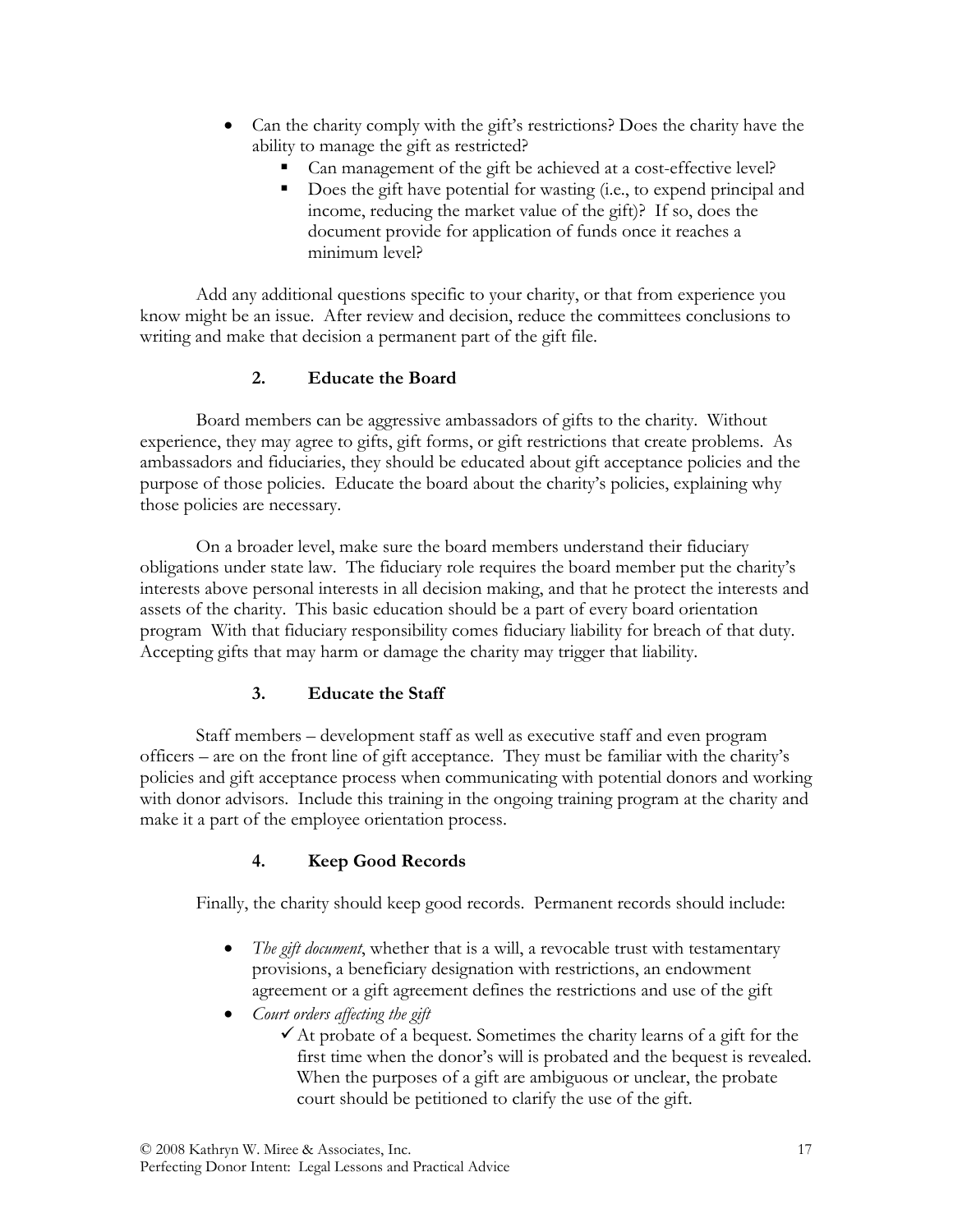- Can the charity comply with the gift's restrictions? Does the charity have the ability to manage the gift as restricted?
  - Can management of the gift be achieved at a cost-effective level?
  - Does the gift have potential for wasting (i.e., to expend principal and income, reducing the market value of the gift)? If so, does the document provide for application of funds once it reaches a minimum level?

Add any additional questions specific to your charity, or that from experience you know might be an issue. After review and decision, reduce the committees conclusions to writing and make that decision a permanent part of the gift file.

### 2. Educate the Board

Board members can be aggressive ambassadors of gifts to the charity. Without experience, they may agree to gifts, gift forms, or gift restrictions that create problems. As ambassadors and fiduciaries, they should be educated about gift acceptance policies and the purpose of those policies. Educate the board about the charity's policies, explaining why those policies are necessary.

On a broader level, make sure the board members understand their fiduciary obligations under state law. The fiduciary role requires the board member put the charity's interests above personal interests in all decision making, and that he protect the interests and assets of the charity. This basic education should be a part of every board orientation program With that fiduciary responsibility comes fiduciary liability for breach of that duty. Accepting gifts that may harm or damage the charity may trigger that liability.

### 3. Educate the Staff

Staff members – development staff as well as executive staff and even program officers – are on the front line of gift acceptance. They must be familiar with the charity's policies and gift acceptance process when communicating with potential donors and working with donor advisors. Include this training in the ongoing training program at the charity and make it a part of the employee orientation process.

### 4. Keep Good Records

Finally, the charity should keep good records. Permanent records should include:

- *The gift document*, whether that is a will, a revocable trust with testamentary provisions, a beneficiary designation with restrictions, an endowment agreement or a gift agreement defines the restrictions and use of the gift
- *Court orders affecting the gift*
  - ✓ At probate of a bequest. Sometimes the charity learns of a gift for the first time when the donor's will is probated and the bequest is revealed. When the purposes of a gift are ambiguous or unclear, the probate court should be petitioned to clarify the use of the gift.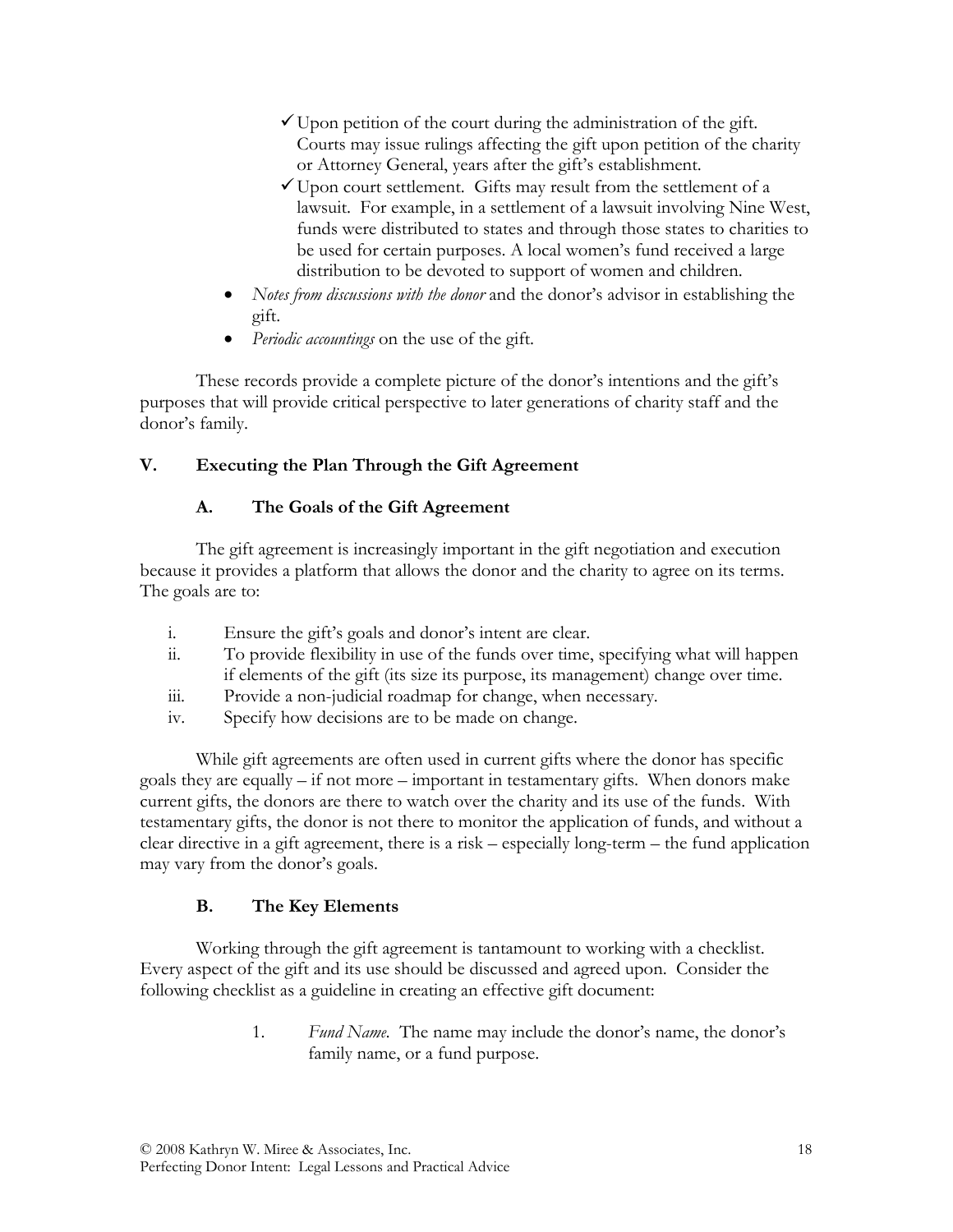- ✓ Upon petition of the court during the administration of the gift. Courts may issue rulings affecting the gift upon petition of the charity or Attorney General, years after the gift's establishment.
- ✓ Upon court settlement. Gifts may result from the settlement of a lawsuit. For example, in a settlement of a lawsuit involving Nine West, funds were distributed to states and through those states to charities to be used for certain purposes. A local women's fund received a large distribution to be devoted to support of women and children.

- *Notes from discussions with the donor* and the donor's advisor in establishing the gift.
- *Periodic accountings* on the use of the gift.

These records provide a complete picture of the donor's intentions and the gift's purposes that will provide critical perspective to later generations of charity staff and the donor's family.

## V. Executing the Plan Through the Gift Agreement

### A. The Goals of the Gift Agreement

The gift agreement is increasingly important in the gift negotiation and execution because it provides a platform that allows the donor and the charity to agree on its terms. The goals are to:

i. Ensure the gift's goals and donor's intent are clear.
ii. To provide flexibility in use of the funds over time, specifying what will happen if elements of the gift (its size its purpose, its management) change over time.
iii. Provide a non-judicial roadmap for change, when necessary.
iv. Specify how decisions are to be made on change.

While gift agreements are often used in current gifts where the donor has specific goals they are equally – if not more – important in testamentary gifts. When donors make current gifts, the donors are there to watch over the charity and its use of the funds. With testamentary gifts, the donor is not there to monitor the application of funds, and without a clear directive in a gift agreement, there is a risk – especially long-term – the fund application may vary from the donor's goals.

### B. The Key Elements

Working through the gift agreement is tantamount to working with a checklist. Every aspect of the gift and its use should be discussed and agreed upon. Consider the following checklist as a guideline in creating an effective gift document:

1. *Fund Name.* The name may include the donor's name, the donor's family name, or a fund purpose.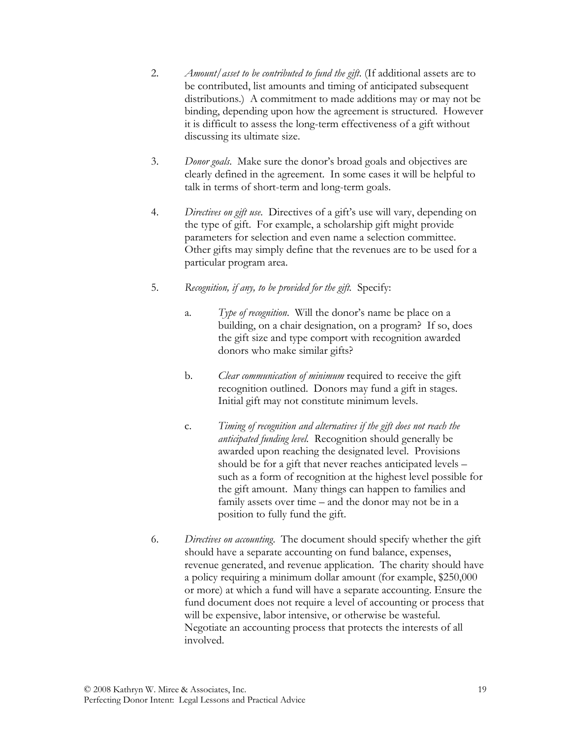2. *Amount/asset to be contributed to fund the gift.* (If additional assets are to be contributed, list amounts and timing of anticipated subsequent distributions.) A commitment to made additions may or may not be binding, depending upon how the agreement is structured. However it is difficult to assess the long-term effectiveness of a gift without discussing its ultimate size.

3. *Donor goals.* Make sure the donor's broad goals and objectives are clearly defined in the agreement. In some cases it will be helpful to talk in terms of short-term and long-term goals.

4. *Directives on gift use.* Directives of a gift's use will vary, depending on the type of gift. For example, a scholarship gift might provide parameters for selection and even name a selection committee. Other gifts may simply define that the revenues are to be used for a particular program area.

5. *Recognition, if any, to be provided for the gift.* Specify:

   a. *Type of recognition.* Will the donor's name be place on a building, on a chair designation, on a program? If so, does the gift size and type comport with recognition awarded donors who make similar gifts?

   b. *Clear communication of minimum* required to receive the gift recognition outlined. Donors may fund a gift in stages. Initial gift may not constitute minimum levels.

   c. *Timing of recognition and alternatives if the gift does not reach the anticipated funding level.* Recognition should generally be awarded upon reaching the designated level. Provisions should be for a gift that never reaches anticipated levels – such as a form of recognition at the highest level possible for the gift amount. Many things can happen to families and family assets over time – and the donor may not be in a position to fully fund the gift.

6. *Directives on accounting.* The document should specify whether the gift should have a separate accounting on fund balance, expenses, revenue generated, and revenue application. The charity should have a policy requiring a minimum dollar amount (for example, $250,000 or more) at which a fund will have a separate accounting. Ensure the fund document does not require a level of accounting or process that will be expensive, labor intensive, or otherwise be wasteful. Negotiate an accounting process that protects the interests of all involved.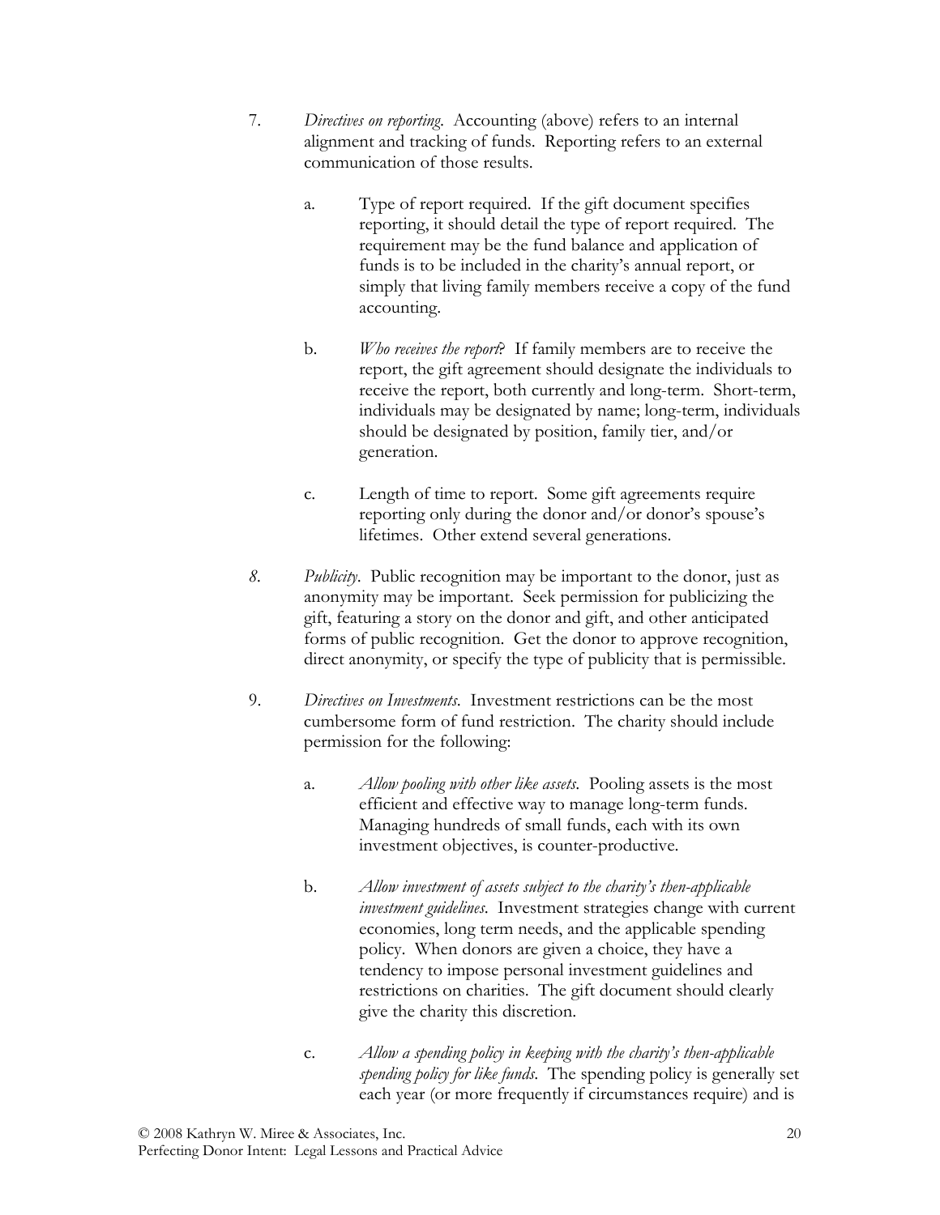7. *Directives on reporting*. Accounting (above) refers to an internal alignment and tracking of funds. Reporting refers to an external communication of those results.

    a. Type of report required. If the gift document specifies reporting, it should detail the type of report required. The requirement may be the fund balance and application of funds is to be included in the charity's annual report, or simply that living family members receive a copy of the fund accounting.

    b. *Who receives the report*? If family members are to receive the report, the gift agreement should designate the individuals to receive the report, both currently and long-term. Short-term, individuals may be designated by name; long-term, individuals should be designated by position, family tier, and/or generation.

    c. Length of time to report. Some gift agreements require reporting only during the donor and/or donor's spouse's lifetimes. Other extend several generations.

*8.* *Publicity*. Public recognition may be important to the donor, just as anonymity may be important. Seek permission for publicizing the gift, featuring a story on the donor and gift, and other anticipated forms of public recognition. Get the donor to approve recognition, direct anonymity, or specify the type of publicity that is permissible.

9. *Directives on Investments*. Investment restrictions can be the most cumbersome form of fund restriction. The charity should include permission for the following:

    a. *Allow pooling with other like assets*. Pooling assets is the most efficient and effective way to manage long-term funds. Managing hundreds of small funds, each with its own investment objectives, is counter-productive.

    b. *Allow investment of assets subject to the charity's then-applicable investment guidelines*. Investment strategies change with current economies, long term needs, and the applicable spending policy. When donors are given a choice, they have a tendency to impose personal investment guidelines and restrictions on charities. The gift document should clearly give the charity this discretion.

    c. *Allow a spending policy in keeping with the charity's then-applicable spending policy for like funds*. The spending policy is generally set each year (or more frequently if circumstances require) and is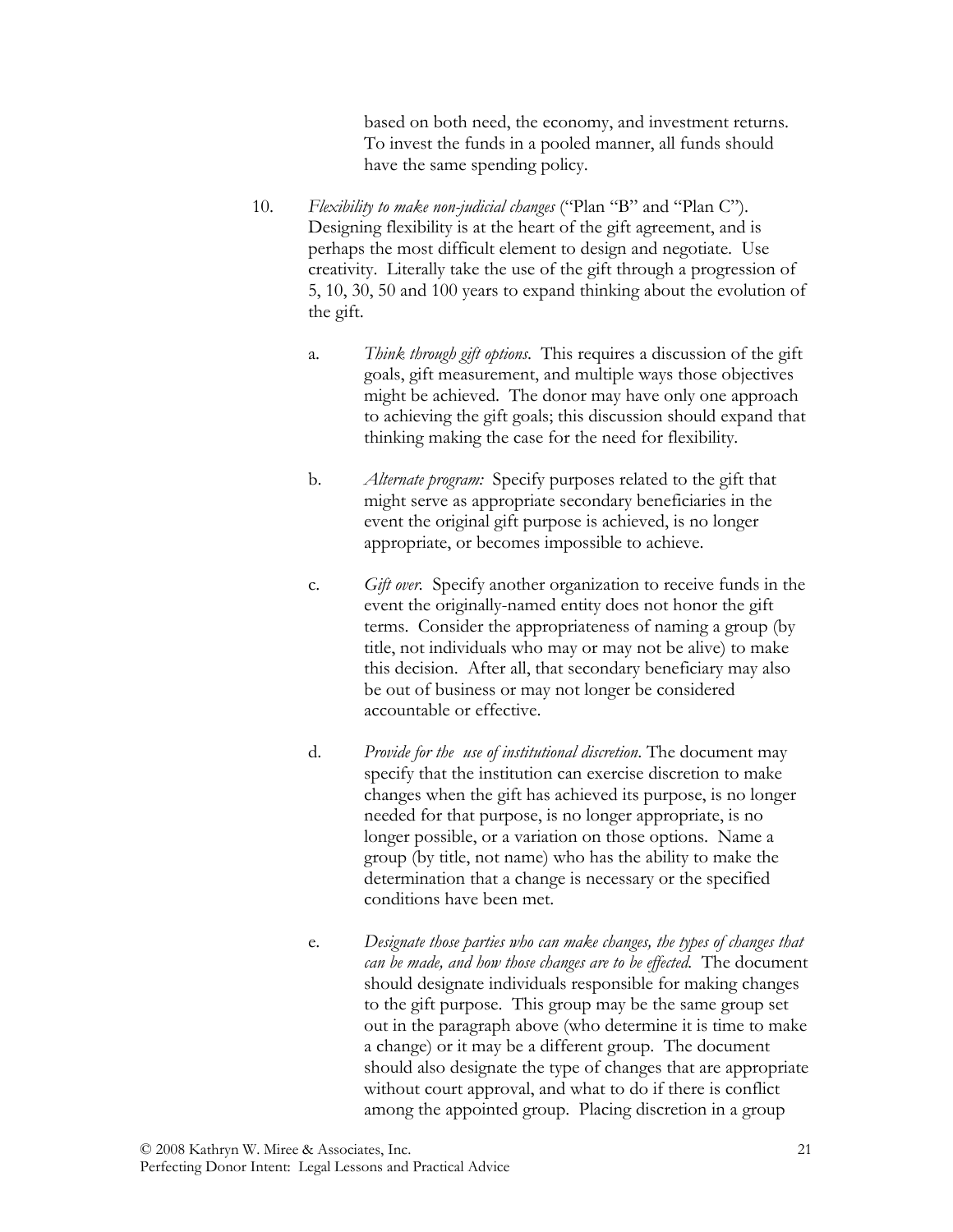based on both need, the economy, and investment returns. To invest the funds in a pooled manner, all funds should have the same spending policy.

10. *Flexibility to make non-judicial changes* ("Plan "B" and "Plan C"). Designing flexibility is at the heart of the gift agreement, and is perhaps the most difficult element to design and negotiate. Use creativity. Literally take the use of the gift through a progression of 5, 10, 30, 50 and 100 years to expand thinking about the evolution of the gift.

    a. *Think through gift options*. This requires a discussion of the gift goals, gift measurement, and multiple ways those objectives might be achieved. The donor may have only one approach to achieving the gift goals; this discussion should expand that thinking making the case for the need for flexibility.

    b. *Alternate program:* Specify purposes related to the gift that might serve as appropriate secondary beneficiaries in the event the original gift purpose is achieved, is no longer appropriate, or becomes impossible to achieve.

    c. *Gift over*. Specify another organization to receive funds in the event the originally-named entity does not honor the gift terms. Consider the appropriateness of naming a group (by title, not individuals who may or may not be alive) to make this decision. After all, that secondary beneficiary may also be out of business or may not longer be considered accountable or effective.

    d. *Provide for the use of institutional discretion*. The document may specify that the institution can exercise discretion to make changes when the gift has achieved its purpose, is no longer needed for that purpose, is no longer appropriate, is no longer possible, or a variation on those options. Name a group (by title, not name) who has the ability to make the determination that a change is necessary or the specified conditions have been met.

    e. *Designate those parties who can make changes, the types of changes that can be made, and how those changes are to be effected.* The document should designate individuals responsible for making changes to the gift purpose. This group may be the same group set out in the paragraph above (who determine it is time to make a change) or it may be a different group. The document should also designate the type of changes that are appropriate without court approval, and what to do if there is conflict among the appointed group. Placing discretion in a group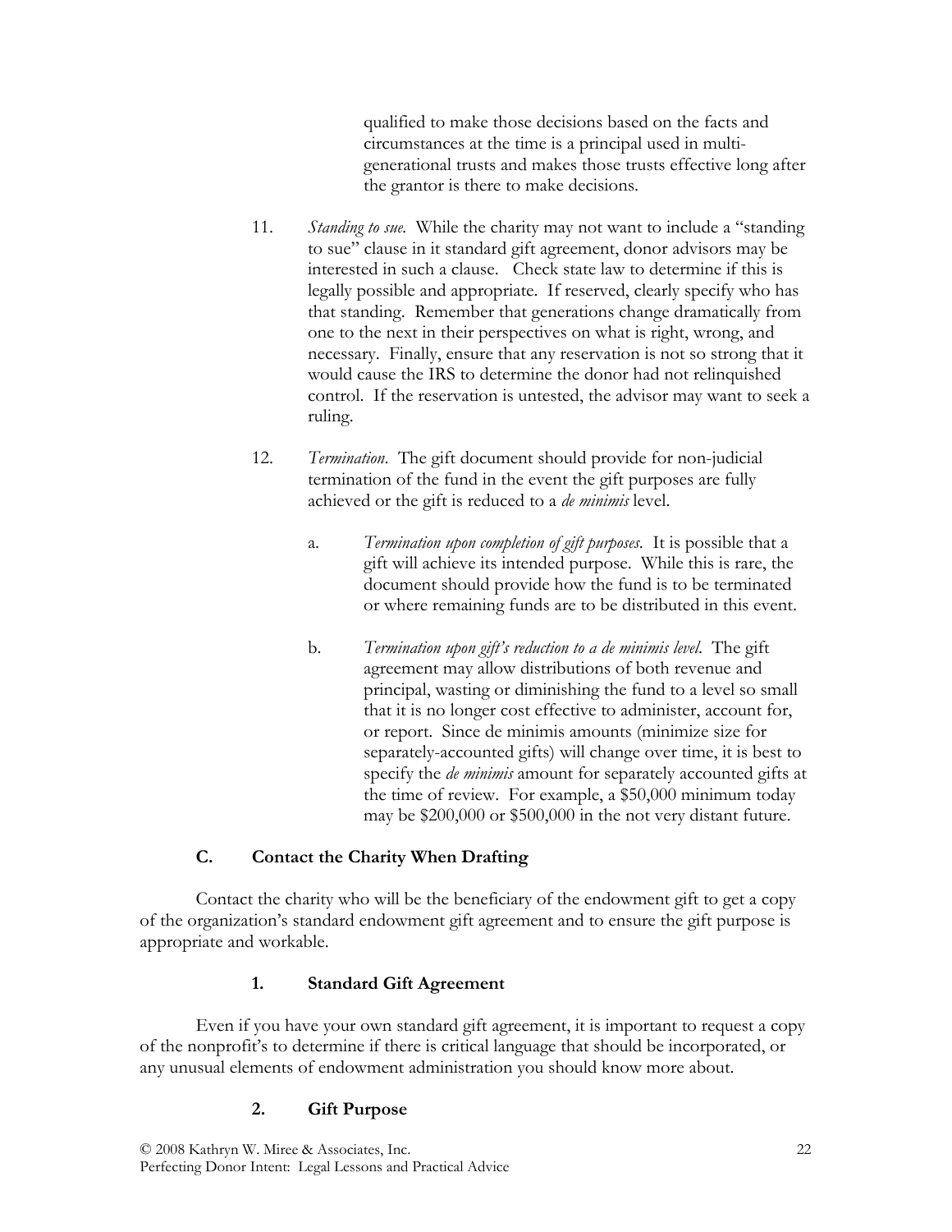qualified to make those decisions based on the facts and circumstances at the time is a principal used in multi-generational trusts and makes those trusts effective long after the grantor is there to make decisions.

11. *Standing to sue.* While the charity may not want to include a "standing to sue" clause in it standard gift agreement, donor advisors may be interested in such a clause. Check state law to determine if this is legally possible and appropriate. If reserved, clearly specify who has that standing. Remember that generations change dramatically from one to the next in their perspectives on what is right, wrong, and necessary. Finally, ensure that any reservation is not so strong that it would cause the IRS to determine the donor had not relinquished control. If the reservation is untested, the advisor may want to seek a ruling.

12. *Termination.* The gift document should provide for non-judicial termination of the fund in the event the gift purposes are fully achieved or the gift is reduced to a *de minimis* level.

    a. *Termination upon completion of gift purposes.* It is possible that a gift will achieve its intended purpose. While this is rare, the document should provide how the fund is to be terminated or where remaining funds are to be distributed in this event.

    b. *Termination upon gift's reduction to a de minimis level.* The gift agreement may allow distributions of both revenue and principal, wasting or diminishing the fund to a level so small that it is no longer cost effective to administer, account for, or report. Since de minimis amounts (minimize size for separately-accounted gifts) will change over time, it is best to specify the *de minimis* amount for separately accounted gifts at the time of review. For example, a $50,000 minimum today may be $200,000 or $500,000 in the not very distant future.

### C. Contact the Charity When Drafting

Contact the charity who will be the beneficiary of the endowment gift to get a copy of the organization's standard endowment gift agreement and to ensure the gift purpose is appropriate and workable.

#### 1. Standard Gift Agreement

Even if you have your own standard gift agreement, it is important to request a copy of the nonprofit's to determine if there is critical language that should be incorporated, or any unusual elements of endowment administration you should know more about.

#### 2. Gift Purpose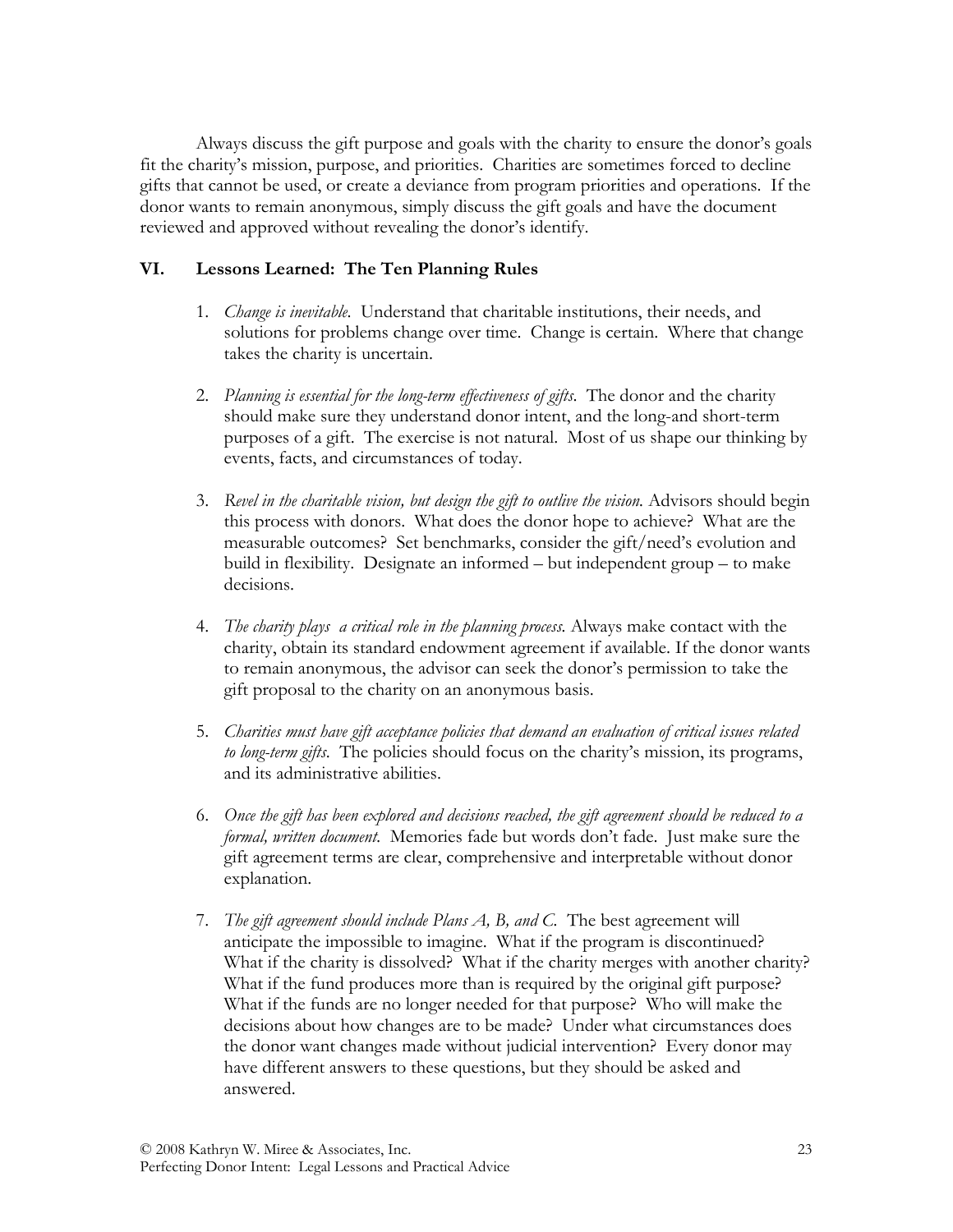Always discuss the gift purpose and goals with the charity to ensure the donor's goals fit the charity's mission, purpose, and priorities. Charities are sometimes forced to decline gifts that cannot be used, or create a deviance from program priorities and operations. If the donor wants to remain anonymous, simply discuss the gift goals and have the document reviewed and approved without revealing the donor's identify.

## VI. Lessons Learned: The Ten Planning Rules

1. *Change is inevitable.* Understand that charitable institutions, their needs, and solutions for problems change over time. Change is certain. Where that change takes the charity is uncertain.

2. *Planning is essential for the long-term effectiveness of gifts.* The donor and the charity should make sure they understand donor intent, and the long-and short-term purposes of a gift. The exercise is not natural. Most of us shape our thinking by events, facts, and circumstances of today.

3. *Revel in the charitable vision, but design the gift to outlive the vision.* Advisors should begin this process with donors. What does the donor hope to achieve? What are the measurable outcomes? Set benchmarks, consider the gift/need's evolution and build in flexibility. Designate an informed – but independent group – to make decisions.

4. *The charity plays a critical role in the planning process.* Always make contact with the charity, obtain its standard endowment agreement if available. If the donor wants to remain anonymous, the advisor can seek the donor's permission to take the gift proposal to the charity on an anonymous basis.

5. *Charities must have gift acceptance policies that demand an evaluation of critical issues related to long-term gifts.* The policies should focus on the charity's mission, its programs, and its administrative abilities.

6. *Once the gift has been explored and decisions reached, the gift agreement should be reduced to a formal, written document.* Memories fade but words don't fade. Just make sure the gift agreement terms are clear, comprehensive and interpretable without donor explanation.

7. *The gift agreement should include Plans A, B, and C.* The best agreement will anticipate the impossible to imagine. What if the program is discontinued? What if the charity is dissolved? What if the charity merges with another charity? What if the fund produces more than is required by the original gift purpose? What if the funds are no longer needed for that purpose? Who will make the decisions about how changes are to be made? Under what circumstances does the donor want changes made without judicial intervention? Every donor may have different answers to these questions, but they should be asked and answered.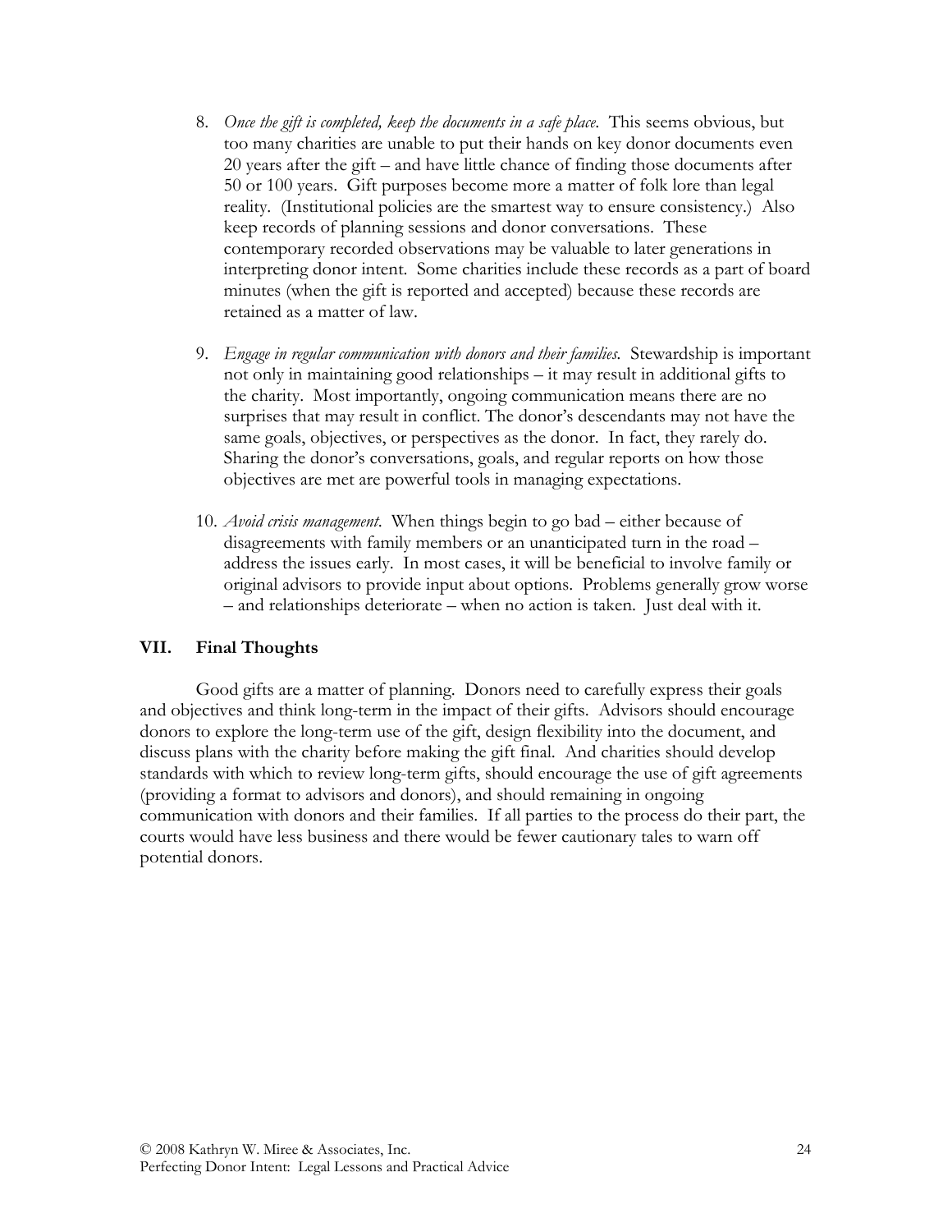8. *Once the gift is completed, keep the documents in a safe place.* This seems obvious, but too many charities are unable to put their hands on key donor documents even 20 years after the gift – and have little chance of finding those documents after 50 or 100 years. Gift purposes become more a matter of folk lore than legal reality. (Institutional policies are the smartest way to ensure consistency.) Also keep records of planning sessions and donor conversations. These contemporary recorded observations may be valuable to later generations in interpreting donor intent. Some charities include these records as a part of board minutes (when the gift is reported and accepted) because these records are retained as a matter of law.

9. *Engage in regular communication with donors and their families.* Stewardship is important not only in maintaining good relationships – it may result in additional gifts to the charity. Most importantly, ongoing communication means there are no surprises that may result in conflict. The donor's descendants may not have the same goals, objectives, or perspectives as the donor. In fact, they rarely do. Sharing the donor's conversations, goals, and regular reports on how those objectives are met are powerful tools in managing expectations.

10. *Avoid crisis management.* When things begin to go bad – either because of disagreements with family members or an unanticipated turn in the road – address the issues early. In most cases, it will be beneficial to involve family or original advisors to provide input about options. Problems generally grow worse – and relationships deteriorate – when no action is taken. Just deal with it.

## VII. Final Thoughts

Good gifts are a matter of planning. Donors need to carefully express their goals and objectives and think long-term in the impact of their gifts. Advisors should encourage donors to explore the long-term use of the gift, design flexibility into the document, and discuss plans with the charity before making the gift final. And charities should develop standards with which to review long-term gifts, should encourage the use of gift agreements (providing a format to advisors and donors), and should remaining in ongoing communication with donors and their families. If all parties to the process do their part, the courts would have less business and there would be fewer cautionary tales to warn off potential donors.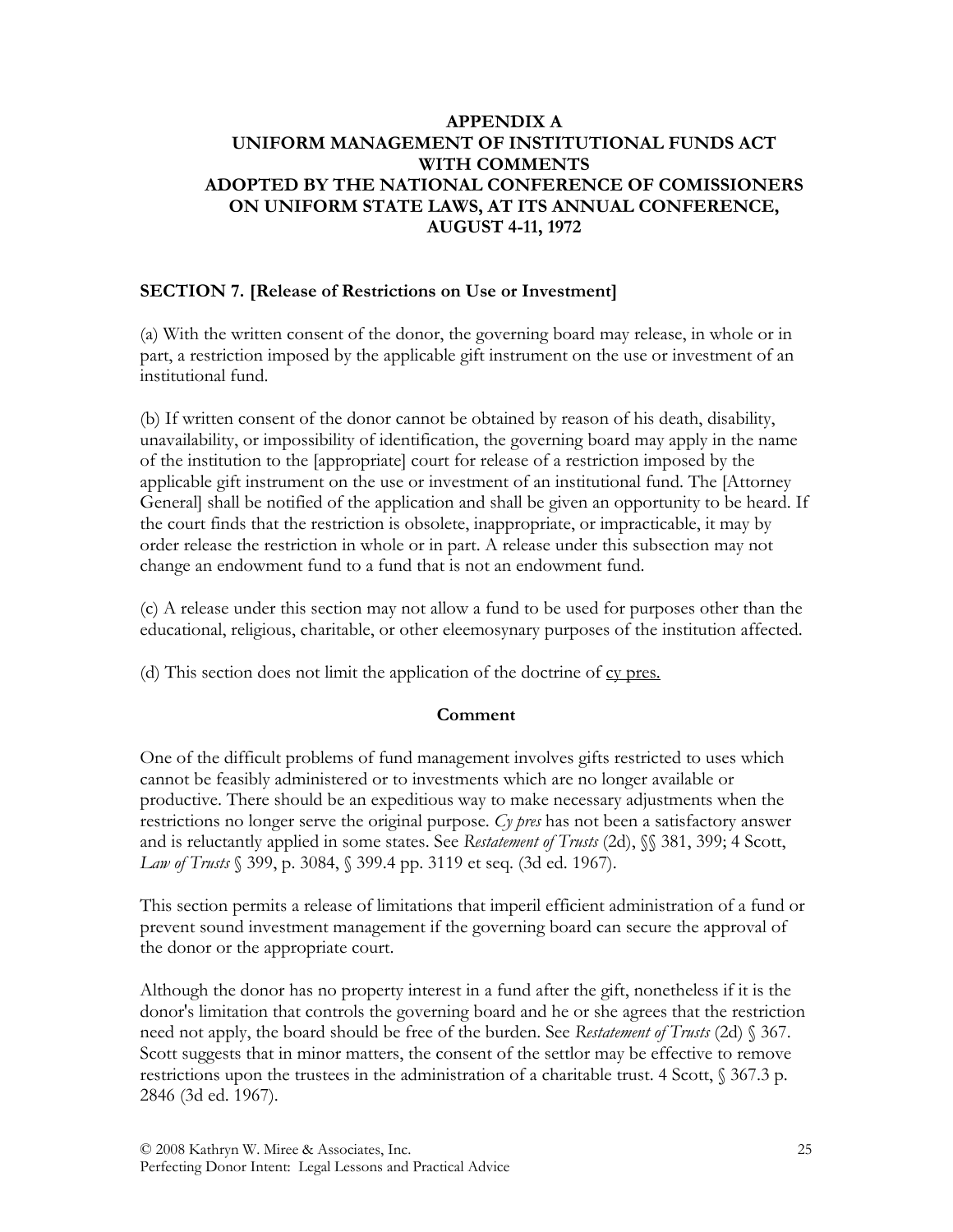# APPENDIX A
# UNIFORM MANAGEMENT OF INSTITUTIONAL FUNDS ACT WITH COMMENTS
# ADOPTED BY THE NATIONAL CONFERENCE OF COMISSIONERS ON UNIFORM STATE LAWS, AT ITS ANNUAL CONFERENCE, AUGUST 4-11, 1972

## SECTION 7. [Release of Restrictions on Use or Investment]

(a) With the written consent of the donor, the governing board may release, in whole or in part, a restriction imposed by the applicable gift instrument on the use or investment of an institutional fund.

(b) If written consent of the donor cannot be obtained by reason of his death, disability, unavailability, or impossibility of identification, the governing board may apply in the name of the institution to the [appropriate] court for release of a restriction imposed by the applicable gift instrument on the use or investment of an institutional fund. The [Attorney General] shall be notified of the application and shall be given an opportunity to be heard. If the court finds that the restriction is obsolete, inappropriate, or impracticable, it may by order release the restriction in whole or in part. A release under this subsection may not change an endowment fund to a fund that is not an endowment fund.

(c) A release under this section may not allow a fund to be used for purposes other than the educational, religious, charitable, or other eleemosynary purposes of the institution affected.

(d) This section does not limit the application of the doctrine of cy pres.

### Comment

One of the difficult problems of fund management involves gifts restricted to uses which cannot be feasibly administered or to investments which are no longer available or productive. There should be an expeditious way to make necessary adjustments when the restrictions no longer serve the original purpose. *Cy pres* has not been a satisfactory answer and is reluctantly applied in some states. See *Restatement of Trusts* (2d), §§ 381, 399; 4 Scott, *Law of Trusts* § 399, p. 3084, § 399.4 pp. 3119 et seq. (3d ed. 1967).

This section permits a release of limitations that imperil efficient administration of a fund or prevent sound investment management if the governing board can secure the approval of the donor or the appropriate court.

Although the donor has no property interest in a fund after the gift, nonetheless if it is the donor's limitation that controls the governing board and he or she agrees that the restriction need not apply, the board should be free of the burden. See *Restatement of Trusts* (2d) § 367. Scott suggests that in minor matters, the consent of the settlor may be effective to remove restrictions upon the trustees in the administration of a charitable trust. 4 Scott, § 367.3 p. 2846 (3d ed. 1967).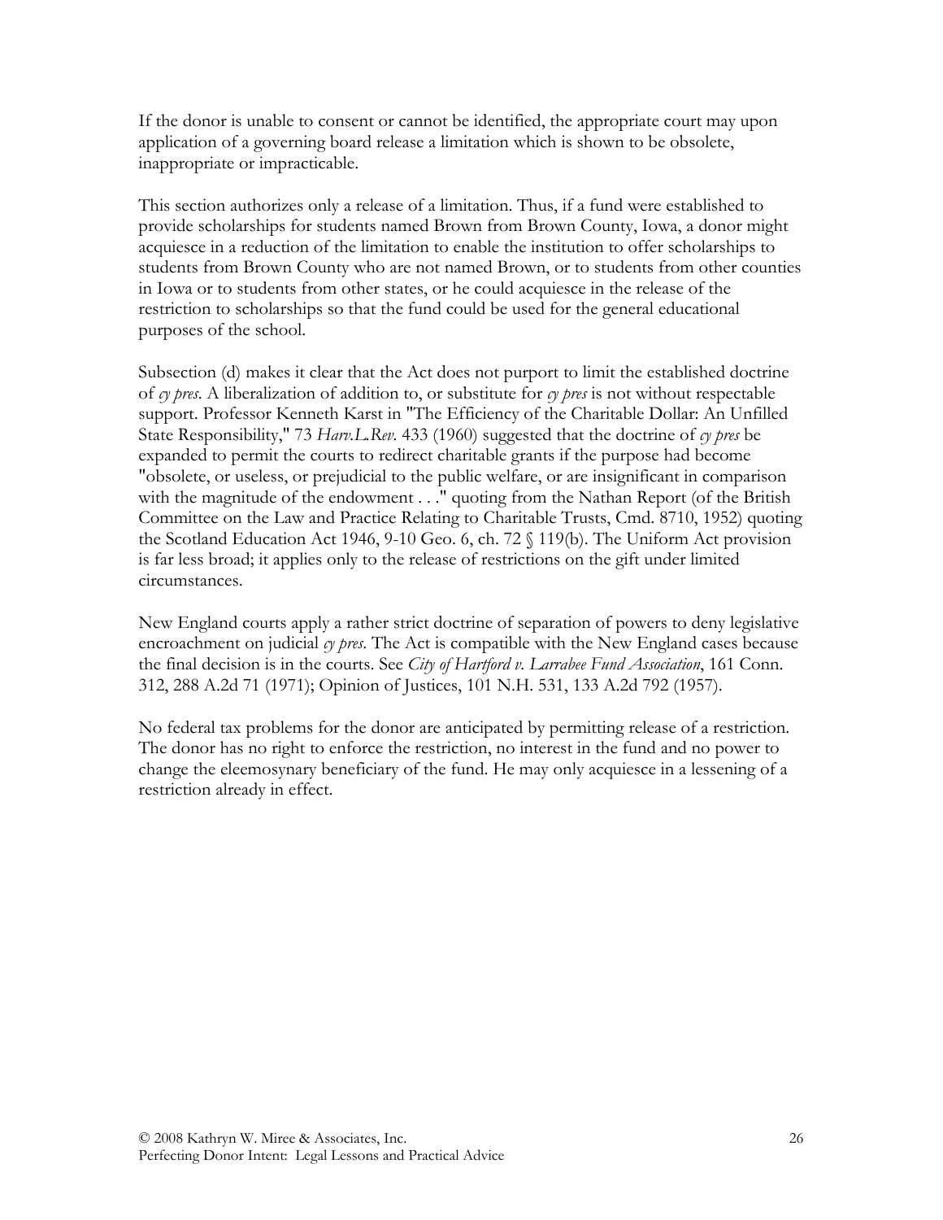If the donor is unable to consent or cannot be identified, the appropriate court may upon application of a governing board release a limitation which is shown to be obsolete, inappropriate or impracticable.

This section authorizes only a release of a limitation. Thus, if a fund were established to provide scholarships for students named Brown from Brown County, Iowa, a donor might acquiesce in a reduction of the limitation to enable the institution to offer scholarships to students from Brown County who are not named Brown, or to students from other counties in Iowa or to students from other states, or he could acquiesce in the release of the restriction to scholarships so that the fund could be used for the general educational purposes of the school.

Subsection (d) makes it clear that the Act does not purport to limit the established doctrine of *cy pres*. A liberalization of addition to, or substitute for *cy pres* is not without respectable support. Professor Kenneth Karst in "The Efficiency of the Charitable Dollar: An Unfilled State Responsibility," 73 *Harv.L.Rev*. 433 (1960) suggested that the doctrine of *cy pres* be expanded to permit the courts to redirect charitable grants if the purpose had become "obsolete, or useless, or prejudicial to the public welfare, or are insignificant in comparison with the magnitude of the endowment . . ." quoting from the Nathan Report (of the British Committee on the Law and Practice Relating to Charitable Trusts, Cmd. 8710, 1952) quoting the Scotland Education Act 1946, 9-10 Geo. 6, ch. 72 § 119(b). The Uniform Act provision is far less broad; it applies only to the release of restrictions on the gift under limited circumstances.

New England courts apply a rather strict doctrine of separation of powers to deny legislative encroachment on judicial *cy pres*. The Act is compatible with the New England cases because the final decision is in the courts. See *City of Hartford v. Larrabee Fund Association*, 161 Conn. 312, 288 A.2d 71 (1971); Opinion of Justices, 101 N.H. 531, 133 A.2d 792 (1957).

No federal tax problems for the donor are anticipated by permitting release of a restriction. The donor has no right to enforce the restriction, no interest in the fund and no power to change the eleemosynary beneficiary of the fund. He may only acquiesce in a lessening of a restriction already in effect.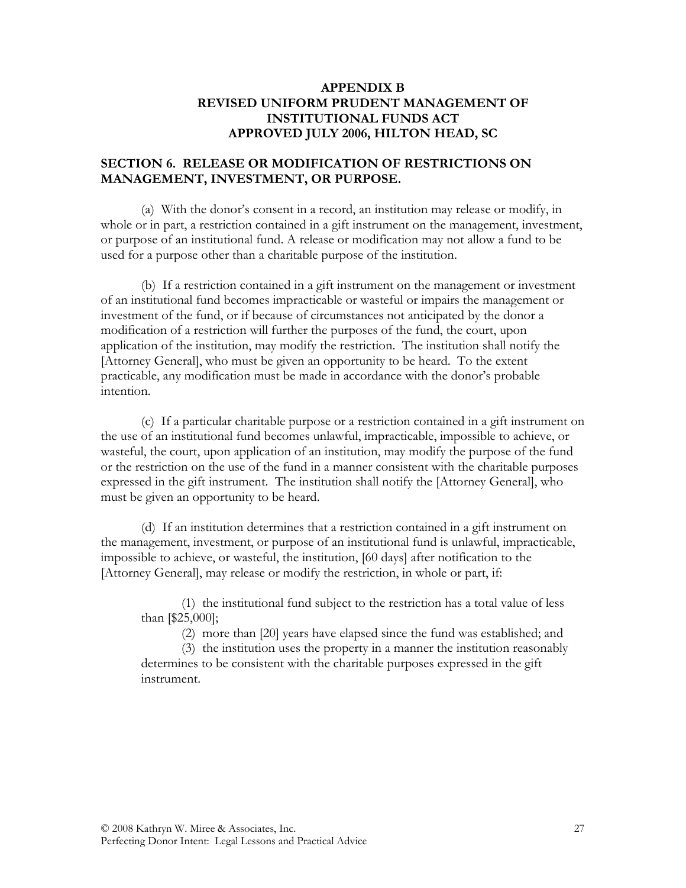# APPENDIX B
# REVISED UNIFORM PRUDENT MANAGEMENT OF INSTITUTIONAL FUNDS ACT
# APPROVED JULY 2006, HILTON HEAD, SC

## SECTION 6. RELEASE OR MODIFICATION OF RESTRICTIONS ON MANAGEMENT, INVESTMENT, OR PURPOSE.

(a) With the donor's consent in a record, an institution may release or modify, in whole or in part, a restriction contained in a gift instrument on the management, investment, or purpose of an institutional fund. A release or modification may not allow a fund to be used for a purpose other than a charitable purpose of the institution.

(b) If a restriction contained in a gift instrument on the management or investment of an institutional fund becomes impracticable or wasteful or impairs the management or investment of the fund, or if because of circumstances not anticipated by the donor a modification of a restriction will further the purposes of the fund, the court, upon application of the institution, may modify the restriction. The institution shall notify the [Attorney General], who must be given an opportunity to be heard. To the extent practicable, any modification must be made in accordance with the donor's probable intention.

(c) If a particular charitable purpose or a restriction contained in a gift instrument on the use of an institutional fund becomes unlawful, impracticable, impossible to achieve, or wasteful, the court, upon application of an institution, may modify the purpose of the fund or the restriction on the use of the fund in a manner consistent with the charitable purposes expressed in the gift instrument. The institution shall notify the [Attorney General], who must be given an opportunity to be heard.

(d) If an institution determines that a restriction contained in a gift instrument on the management, investment, or purpose of an institutional fund is unlawful, impracticable, impossible to achieve, or wasteful, the institution, [60 days] after notification to the [Attorney General], may release or modify the restriction, in whole or part, if:

(1) the institutional fund subject to the restriction has a total value of less than [$25,000];

(2) more than [20] years have elapsed since the fund was established; and

(3) the institution uses the property in a manner the institution reasonably determines to be consistent with the charitable purposes expressed in the gift instrument.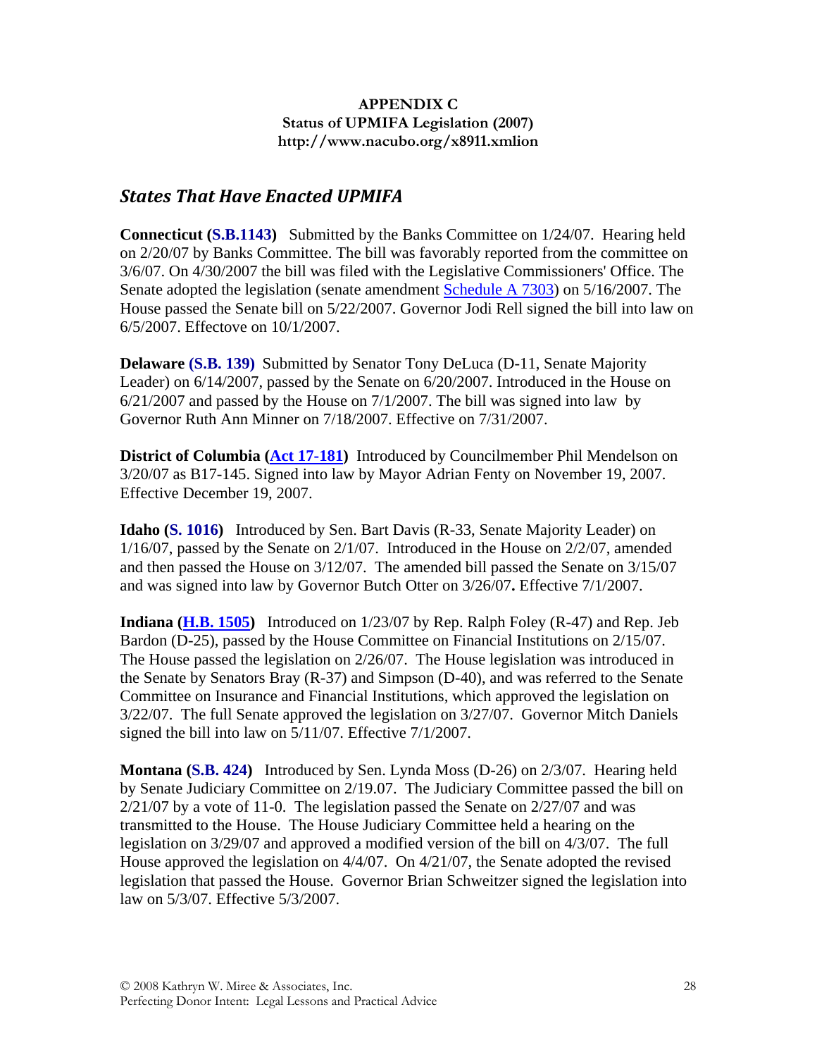**APPENDIX C**
**Status of UPMIFA Legislation (2007)**
**http://www.nacubo.org/x8911.xmlion**

## *States That Have Enacted UPMIFA*

**Connecticut (S.B.1143)** Submitted by the Banks Committee on 1/24/07. Hearing held on 2/20/07 by Banks Committee. The bill was favorably reported from the committee on 3/6/07. On 4/30/2007 the bill was filed with the Legislative Commissioners' Office. The Senate adopted the legislation (senate amendment Schedule A 7303) on 5/16/2007. The House passed the Senate bill on 5/22/2007. Governor Jodi Rell signed the bill into law on 6/5/2007. Effectove on 10/1/2007.

**Delaware (S.B. 139)** Submitted by Senator Tony DeLuca (D-11, Senate Majority Leader) on 6/14/2007, passed by the Senate on 6/20/2007. Introduced in the House on 6/21/2007 and passed by the House on 7/1/2007. The bill was signed into law by Governor Ruth Ann Minner on 7/18/2007. Effective on 7/31/2007.

**District of Columbia (Act 17-181)** Introduced by Councilmember Phil Mendelson on 3/20/07 as B17-145. Signed into law by Mayor Adrian Fenty on November 19, 2007. Effective December 19, 2007.

**Idaho (S. 1016)** Introduced by Sen. Bart Davis (R-33, Senate Majority Leader) on 1/16/07, passed by the Senate on 2/1/07. Introduced in the House on 2/2/07, amended and then passed the House on 3/12/07. The amended bill passed the Senate on 3/15/07 and was signed into law by Governor Butch Otter on 3/26/07**.** Effective 7/1/2007.

**Indiana (H.B. 1505)** Introduced on 1/23/07 by Rep. Ralph Foley (R-47) and Rep. Jeb Bardon (D-25), passed by the House Committee on Financial Institutions on 2/15/07. The House passed the legislation on 2/26/07. The House legislation was introduced in the Senate by Senators Bray (R-37) and Simpson (D-40), and was referred to the Senate Committee on Insurance and Financial Institutions, which approved the legislation on 3/22/07. The full Senate approved the legislation on 3/27/07. Governor Mitch Daniels signed the bill into law on 5/11/07. Effective 7/1/2007.

**Montana (S.B. 424)** Introduced by Sen. Lynda Moss (D-26) on 2/3/07. Hearing held by Senate Judiciary Committee on 2/19.07. The Judiciary Committee passed the bill on 2/21/07 by a vote of 11-0. The legislation passed the Senate on 2/27/07 and was transmitted to the House. The House Judiciary Committee held a hearing on the legislation on 3/29/07 and approved a modified version of the bill on 4/3/07. The full House approved the legislation on 4/4/07. On 4/21/07, the Senate adopted the revised legislation that passed the House. Governor Brian Schweitzer signed the legislation into law on 5/3/07. Effective 5/3/2007.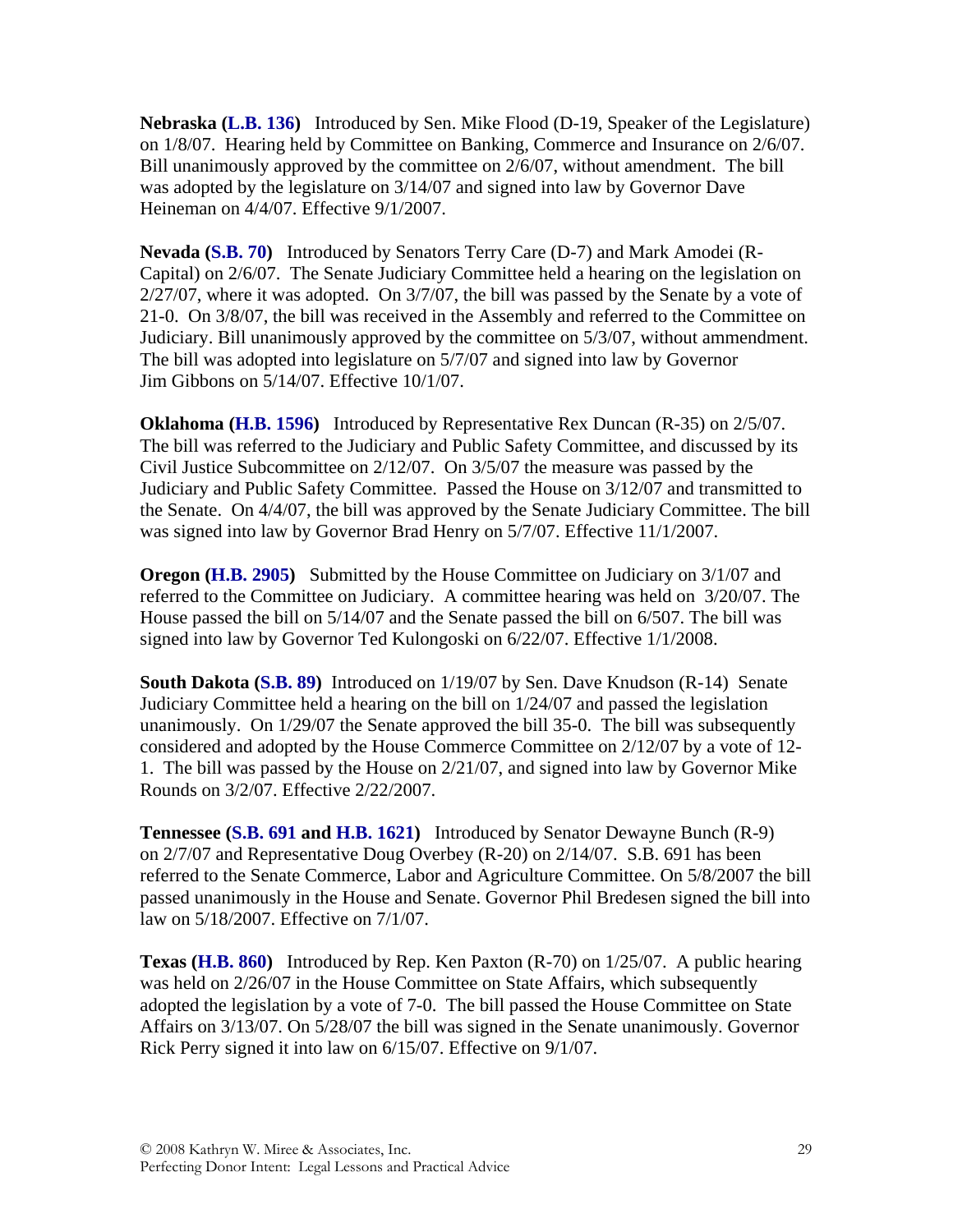**Nebraska (L.B. 136)** Introduced by Sen. Mike Flood (D-19, Speaker of the Legislature) on 1/8/07. Hearing held by Committee on Banking, Commerce and Insurance on 2/6/07. Bill unanimously approved by the committee on 2/6/07, without amendment. The bill was adopted by the legislature on 3/14/07 and signed into law by Governor Dave Heineman on 4/4/07. Effective 9/1/2007.

**Nevada (S.B. 70)** Introduced by Senators Terry Care (D-7) and Mark Amodei (R-Capital) on 2/6/07. The Senate Judiciary Committee held a hearing on the legislation on 2/27/07, where it was adopted. On 3/7/07, the bill was passed by the Senate by a vote of 21-0. On 3/8/07, the bill was received in the Assembly and referred to the Committee on Judiciary. Bill unanimously approved by the committee on 5/3/07, without ammendment. The bill was adopted into legislature on 5/7/07 and signed into law by Governor Jim Gibbons on 5/14/07. Effective 10/1/07.

**Oklahoma (H.B. 1596)** Introduced by Representative Rex Duncan (R-35) on 2/5/07. The bill was referred to the Judiciary and Public Safety Committee, and discussed by its Civil Justice Subcommittee on 2/12/07. On 3/5/07 the measure was passed by the Judiciary and Public Safety Committee. Passed the House on 3/12/07 and transmitted to the Senate. On 4/4/07, the bill was approved by the Senate Judiciary Committee. The bill was signed into law by Governor Brad Henry on 5/7/07. Effective 11/1/2007.

**Oregon (H.B. 2905)** Submitted by the House Committee on Judiciary on 3/1/07 and referred to the Committee on Judiciary. A committee hearing was held on 3/20/07. The House passed the bill on 5/14/07 and the Senate passed the bill on 6/507. The bill was signed into law by Governor Ted Kulongoski on 6/22/07. Effective 1/1/2008.

**South Dakota (S.B. 89)** Introduced on 1/19/07 by Sen. Dave Knudson (R-14) Senate Judiciary Committee held a hearing on the bill on 1/24/07 and passed the legislation unanimously. On 1/29/07 the Senate approved the bill 35-0. The bill was subsequently considered and adopted by the House Commerce Committee on 2/12/07 by a vote of 12-1. The bill was passed by the House on 2/21/07, and signed into law by Governor Mike Rounds on 3/2/07. Effective 2/22/2007.

**Tennessee (S.B. 691 and H.B. 1621)** Introduced by Senator Dewayne Bunch (R-9) on 2/7/07 and Representative Doug Overbey (R-20) on 2/14/07. S.B. 691 has been referred to the Senate Commerce, Labor and Agriculture Committee. On 5/8/2007 the bill passed unanimously in the House and Senate. Governor Phil Bredesen signed the bill into law on 5/18/2007. Effective on 7/1/07.

**Texas (H.B. 860)** Introduced by Rep. Ken Paxton (R-70) on 1/25/07. A public hearing was held on 2/26/07 in the House Committee on State Affairs, which subsequently adopted the legislation by a vote of 7-0. The bill passed the House Committee on State Affairs on 3/13/07. On 5/28/07 the bill was signed in the Senate unanimously. Governor Rick Perry signed it into law on 6/15/07. Effective on 9/1/07.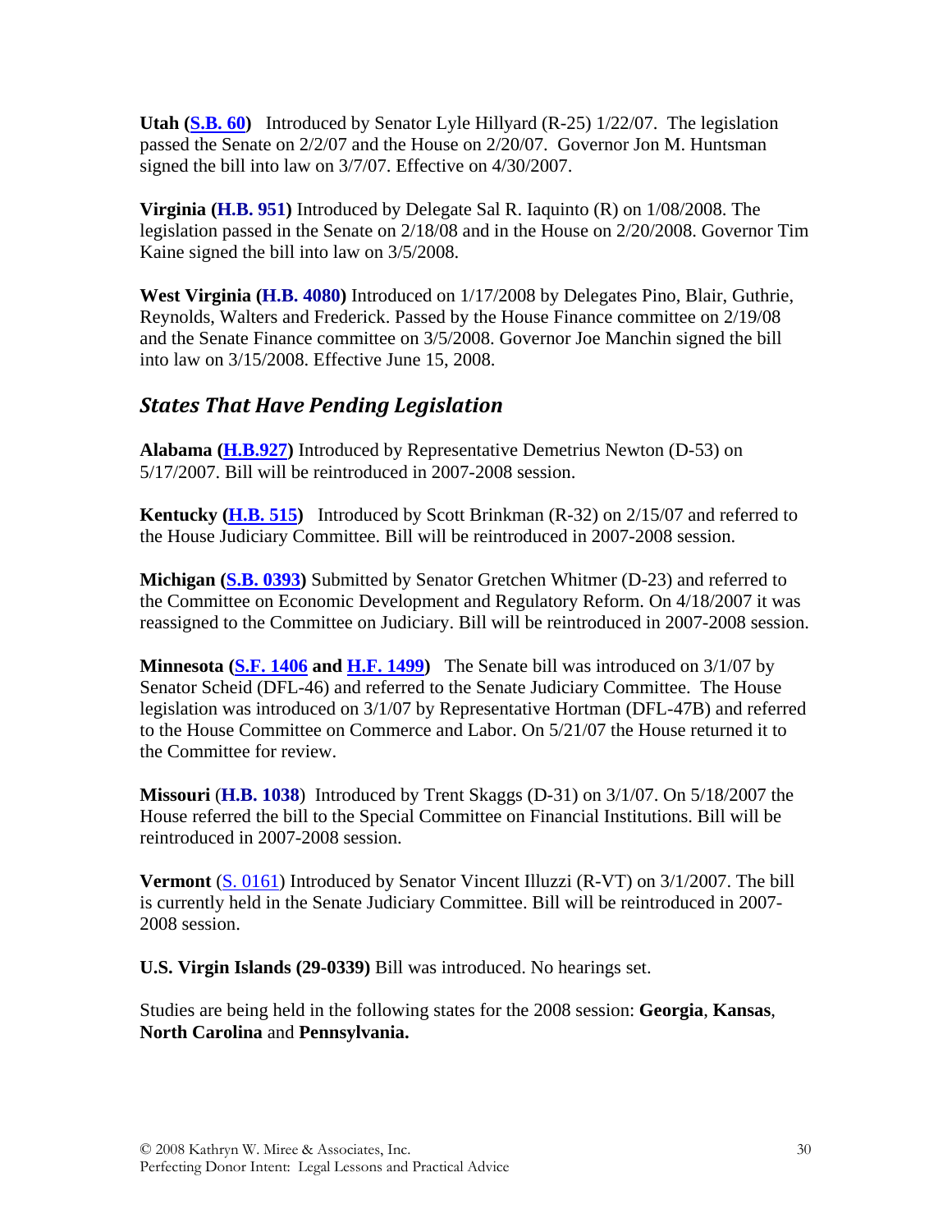**Utah (S.B. 60)** Introduced by Senator Lyle Hillyard (R-25) 1/22/07. The legislation passed the Senate on 2/2/07 and the House on 2/20/07. Governor Jon M. Huntsman signed the bill into law on 3/7/07. Effective on 4/30/2007.

**Virginia (H.B. 951)** Introduced by Delegate Sal R. Iaquinto (R) on 1/08/2008. The legislation passed in the Senate on 2/18/08 and in the House on 2/20/2008. Governor Tim Kaine signed the bill into law on 3/5/2008.

**West Virginia (H.B. 4080)** Introduced on 1/17/2008 by Delegates Pino, Blair, Guthrie, Reynolds, Walters and Frederick. Passed by the House Finance committee on 2/19/08 and the Senate Finance committee on 3/5/2008. Governor Joe Manchin signed the bill into law on 3/15/2008. Effective June 15, 2008.

## *States That Have Pending Legislation*

**Alabama (H.B.927)** Introduced by Representative Demetrius Newton (D-53) on 5/17/2007. Bill will be reintroduced in 2007-2008 session.

**Kentucky (H.B. 515)** Introduced by Scott Brinkman (R-32) on 2/15/07 and referred to the House Judiciary Committee. Bill will be reintroduced in 2007-2008 session.

**Michigan (S.B. 0393)** Submitted by Senator Gretchen Whitmer (D-23) and referred to the Committee on Economic Development and Regulatory Reform. On 4/18/2007 it was reassigned to the Committee on Judiciary. Bill will be reintroduced in 2007-2008 session.

**Minnesota (S.F. 1406 and H.F. 1499)** The Senate bill was introduced on 3/1/07 by Senator Scheid (DFL-46) and referred to the Senate Judiciary Committee. The House legislation was introduced on 3/1/07 by Representative Hortman (DFL-47B) and referred to the House Committee on Commerce and Labor. On 5/21/07 the House returned it to the Committee for review.

**Missouri** (**H.B. 1038**) Introduced by Trent Skaggs (D-31) on 3/1/07. On 5/18/2007 the House referred the bill to the Special Committee on Financial Institutions. Bill will be reintroduced in 2007-2008 session.

**Vermont** (S. 0161) Introduced by Senator Vincent Illuzzi (R-VT) on 3/1/2007. The bill is currently held in the Senate Judiciary Committee. Bill will be reintroduced in 2007-2008 session.

**U.S. Virgin Islands (29-0339)** Bill was introduced. No hearings set.

Studies are being held in the following states for the 2008 session: **Georgia**, **Kansas**, **North Carolina** and **Pennsylvania.**